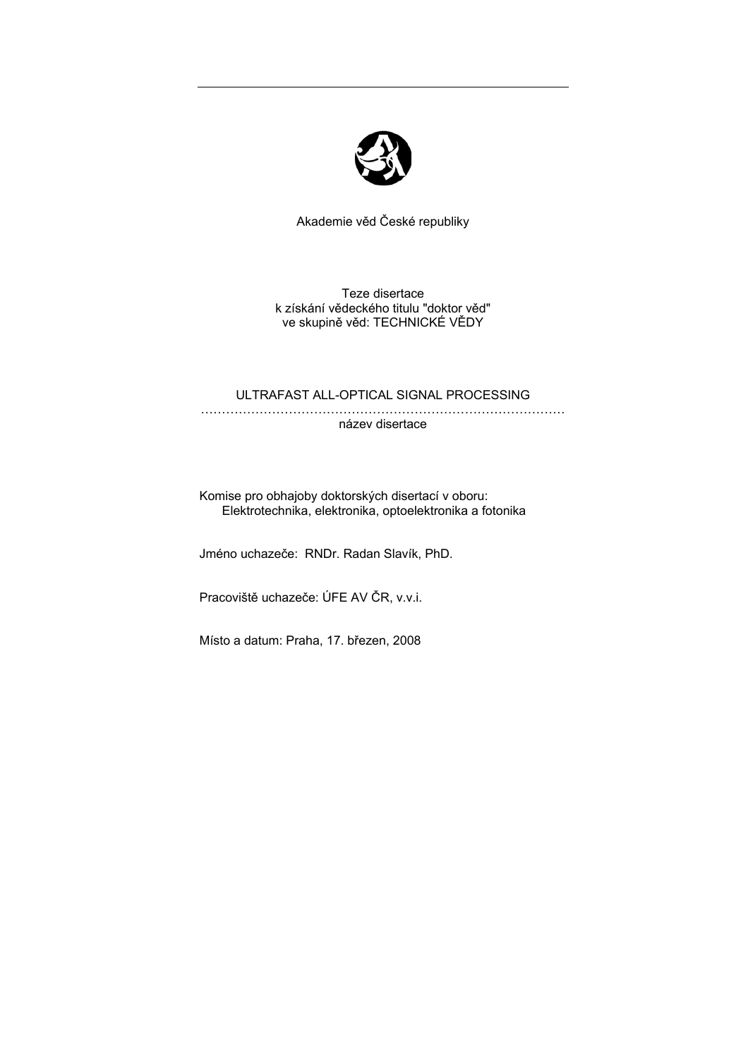Akademie věd České republiky

Teze disertace
k získání vědeckého titulu "doktor věd"
ve skupině věd: TECHNICKÉ VĚDY

ULTRAFAST ALL-OPTICAL SIGNAL PROCESSING
…………………………………………………………………………
název disertace

Komise pro obhajoby doktorských disertací v oboru:
Elektrotechnika, elektronika, optoelektronika a fotonika

Jméno uchazeče: RNDr. Radan Slavík, PhD.

Pracoviště uchazeče: ÚFE AV ČR, v.v.i.

Místo a datum: Praha, 17. březen, 2008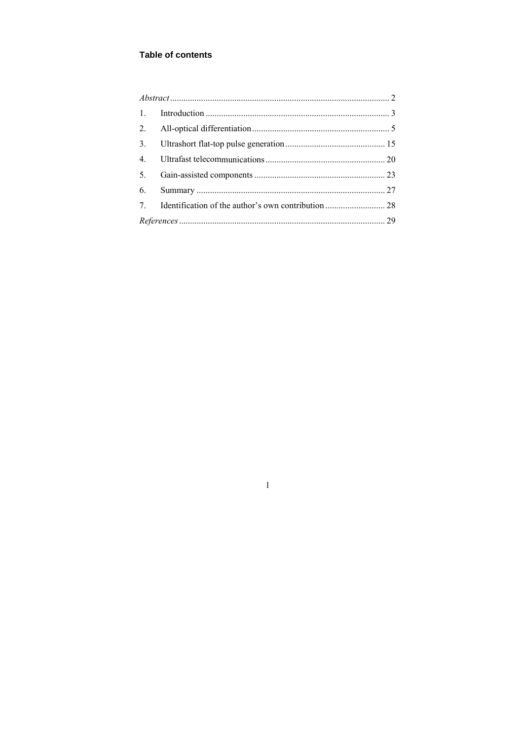## Table of contents

*Abstract* .................................................................................................. 2

1. Introduction .................................................................................. 3
2. All-optical differentiation ............................................................. 5
3. Ultrashort flat-top pulse generation ............................................ 15
4. Ultrafast telecommunications ..................................................... 20
5. Gain-assisted components .......................................................... 23
6. Summary .................................................................................... 27
7. Identification of the author's own contribution ........................... 28

*References* ............................................................................................ 29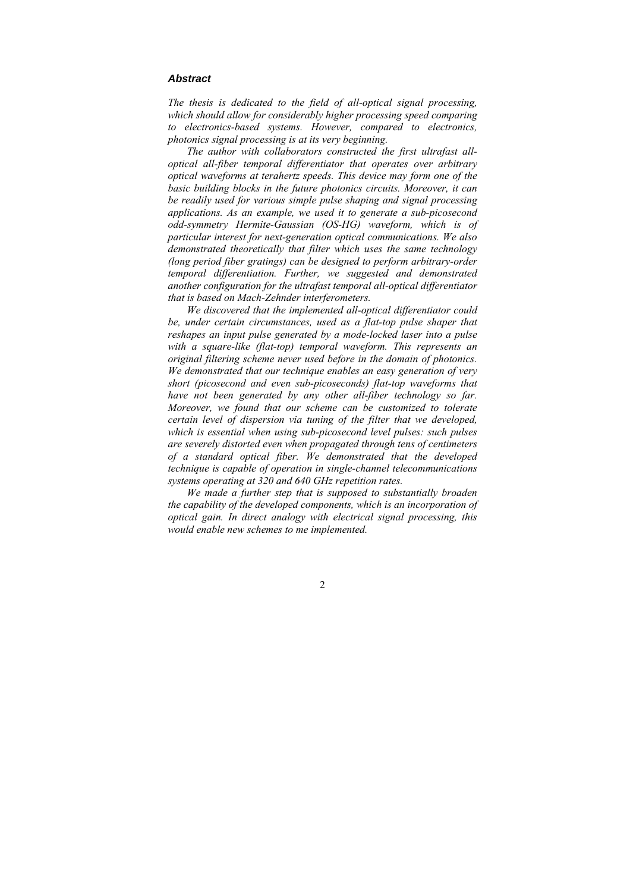### *Abstract*

*The thesis is dedicated to the field of all-optical signal processing, which should allow for considerably higher processing speed comparing to electronics-based systems. However, compared to electronics, photonics signal processing is at its very beginning.*

*The author with collaborators constructed the first ultrafast all-optical all-fiber temporal differentiator that operates over arbitrary optical waveforms at terahertz speeds. This device may form one of the basic building blocks in the future photonics circuits. Moreover, it can be readily used for various simple pulse shaping and signal processing applications. As an example, we used it to generate a sub-picosecond odd-symmetry Hermite-Gaussian (OS-HG) waveform, which is of particular interest for next-generation optical communications. We also demonstrated theoretically that filter which uses the same technology (long period fiber gratings) can be designed to perform arbitrary-order temporal differentiation. Further, we suggested and demonstrated another configuration for the ultrafast temporal all-optical differentiator that is based on Mach-Zehnder interferometers.*

*We discovered that the implemented all-optical differentiator could be, under certain circumstances, used as a flat-top pulse shaper that reshapes an input pulse generated by a mode-locked laser into a pulse with a square-like (flat-top) temporal waveform. This represents an original filtering scheme never used before in the domain of photonics. We demonstrated that our technique enables an easy generation of very short (picosecond and even sub-picoseconds) flat-top waveforms that have not been generated by any other all-fiber technology so far. Moreover, we found that our scheme can be customized to tolerate certain level of dispersion via tuning of the filter that we developed, which is essential when using sub-picosecond level pulses: such pulses are severely distorted even when propagated through tens of centimeters of a standard optical fiber. We demonstrated that the developed technique is capable of operation in single-channel telecommunications systems operating at 320 and 640 GHz repetition rates.*

*We made a further step that is supposed to substantially broaden the capability of the developed components, which is an incorporation of optical gain. In direct analogy with electrical signal processing, this would enable new schemes to me implemented.*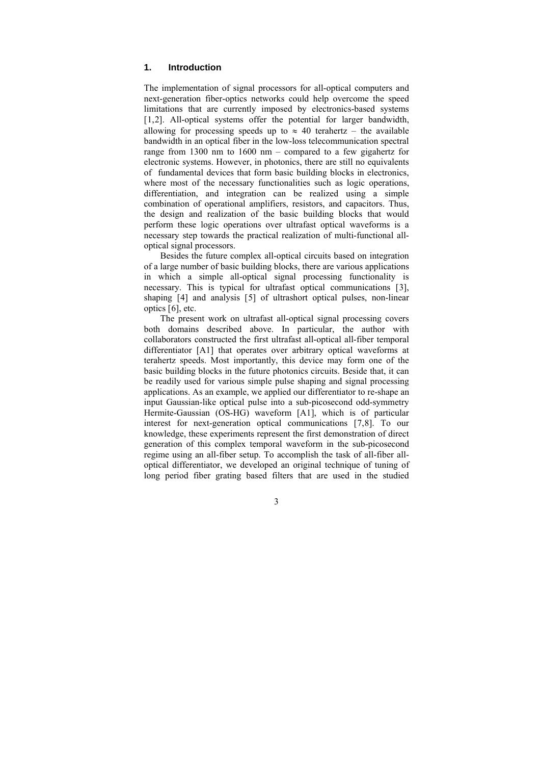## 1. Introduction

The implementation of signal processors for all-optical computers and next-generation fiber-optics networks could help overcome the speed limitations that are currently imposed by electronics-based systems [1,2]. All-optical systems offer the potential for larger bandwidth, allowing for processing speeds up to $\approx$ 40 terahertz – the available bandwidth in an optical fiber in the low-loss telecommunication spectral range from 1300 nm to 1600 nm – compared to a few gigahertz for electronic systems. However, in photonics, there are still no equivalents of fundamental devices that form basic building blocks in electronics, where most of the necessary functionalities such as logic operations, differentiation, and integration can be realized using a simple combination of operational amplifiers, resistors, and capacitors. Thus, the design and realization of the basic building blocks that would perform these logic operations over ultrafast optical waveforms is a necessary step towards the practical realization of multi-functional all-optical signal processors.

Besides the future complex all-optical circuits based on integration of a large number of basic building blocks, there are various applications in which a simple all-optical signal processing functionality is necessary. This is typical for ultrafast optical communications [3], shaping [4] and analysis [5] of ultrashort optical pulses, non-linear optics [6], etc.

The present work on ultrafast all-optical signal processing covers both domains described above. In particular, the author with collaborators constructed the first ultrafast all-optical all-fiber temporal differentiator [A1] that operates over arbitrary optical waveforms at terahertz speeds. Most importantly, this device may form one of the basic building blocks in the future photonics circuits. Beside that, it can be readily used for various simple pulse shaping and signal processing applications. As an example, we applied our differentiator to re-shape an input Gaussian-like optical pulse into a sub-picosecond odd-symmetry Hermite-Gaussian (OS-HG) waveform [A1], which is of particular interest for next-generation optical communications [7,8]. To our knowledge, these experiments represent the first demonstration of direct generation of this complex temporal waveform in the sub-picosecond regime using an all-fiber setup. To accomplish the task of all-fiber all-optical differentiator, we developed an original technique of tuning of long period fiber grating based filters that are used in the studied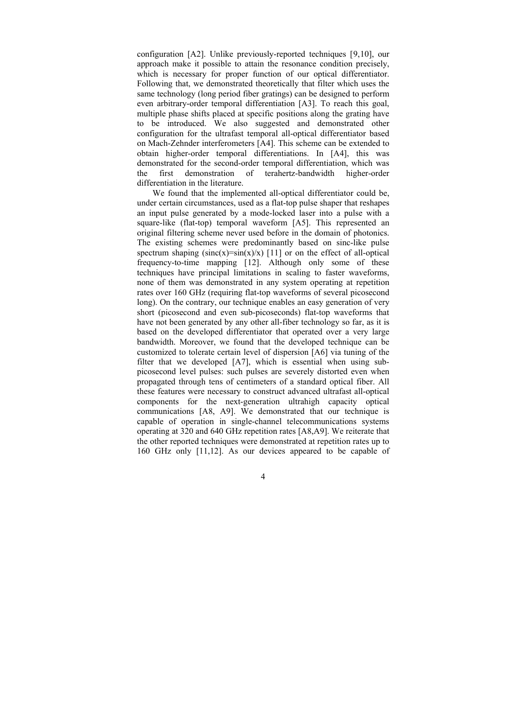configuration [A2]. Unlike previously-reported techniques [9,10], our approach make it possible to attain the resonance condition precisely, which is necessary for proper function of our optical differentiator. Following that, we demonstrated theoretically that filter which uses the same technology (long period fiber gratings) can be designed to perform even arbitrary-order temporal differentiation [A3]. To reach this goal, multiple phase shifts placed at specific positions along the grating have to be introduced. We also suggested and demonstrated other configuration for the ultrafast temporal all-optical differentiator based on Mach-Zehnder interferometers [A4]. This scheme can be extended to obtain higher-order temporal differentiations. In [A4], this was demonstrated for the second-order temporal differentiation, which was the first demonstration of terahertz-bandwidth higher-order differentiation in the literature.

We found that the implemented all-optical differentiator could be, under certain circumstances, used as a flat-top pulse shaper that reshapes an input pulse generated by a mode-locked laser into a pulse with a square-like (flat-top) temporal waveform [A5]. This represented an original filtering scheme never used before in the domain of photonics. The existing schemes were predominantly based on sinc-like pulse spectrum shaping ($\text{sinc}(x)=\sin(x)/x$) [11] or on the effect of all-optical frequency-to-time mapping [12]. Although only some of these techniques have principal limitations in scaling to faster waveforms, none of them was demonstrated in any system operating at repetition rates over 160 GHz (requiring flat-top waveforms of several picosecond long). On the contrary, our technique enables an easy generation of very short (picosecond and even sub-picoseconds) flat-top waveforms that have not been generated by any other all-fiber technology so far, as it is based on the developed differentiator that operated over a very large bandwidth. Moreover, we found that the developed technique can be customized to tolerate certain level of dispersion [A6] via tuning of the filter that we developed [A7], which is essential when using sub-picosecond level pulses: such pulses are severely distorted even when propagated through tens of centimeters of a standard optical fiber. All these features were necessary to construct advanced ultrafast all-optical components for the next-generation ultrahigh capacity optical communications [A8, A9]. We demonstrated that our technique is capable of operation in single-channel telecommunications systems operating at 320 and 640 GHz repetition rates [A8,A9]. We reiterate that the other reported techniques were demonstrated at repetition rates up to 160 GHz only [11,12]. As our devices appeared to be capable of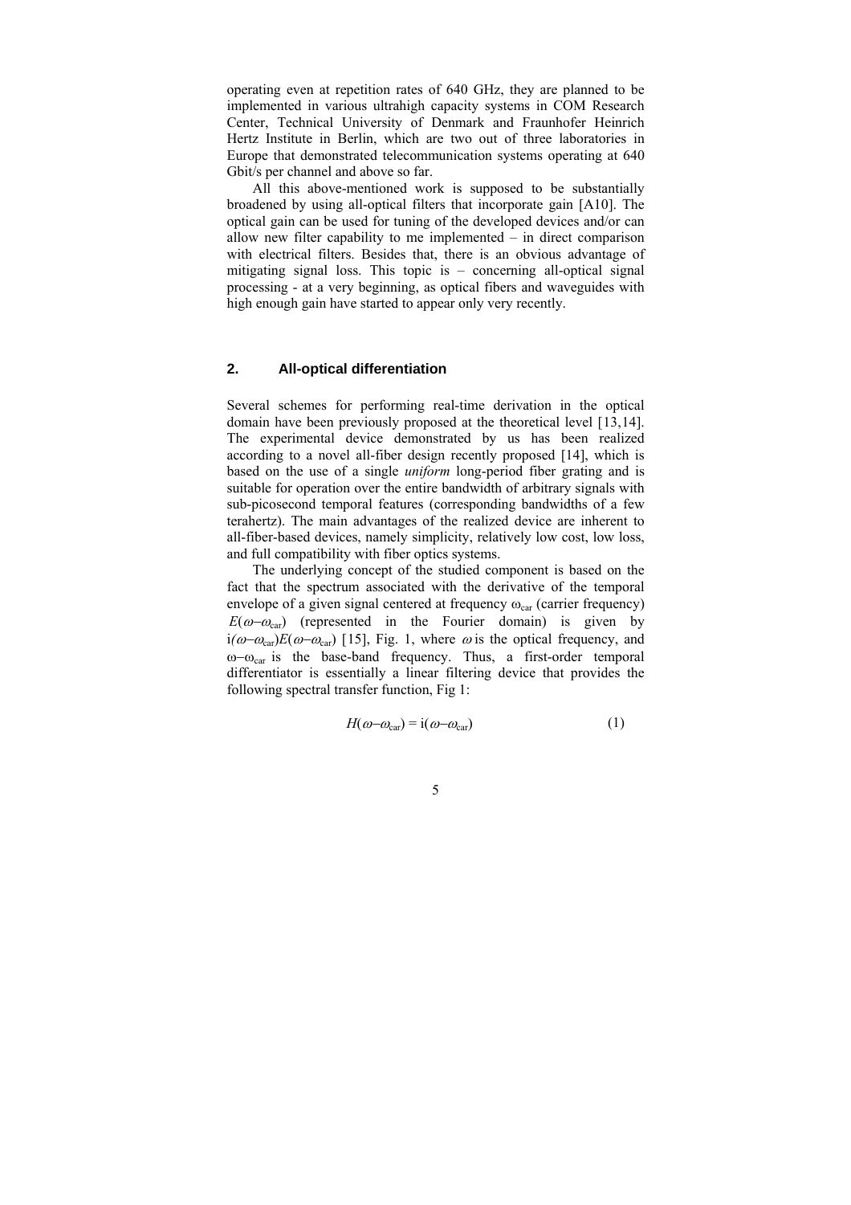operating even at repetition rates of 640 GHz, they are planned to be implemented in various ultrahigh capacity systems in COM Research Center, Technical University of Denmark and Fraunhofer Heinrich Hertz Institute in Berlin, which are two out of three laboratories in Europe that demonstrated telecommunication systems operating at 640 Gbit/s per channel and above so far.

All this above-mentioned work is supposed to be substantially broadened by using all-optical filters that incorporate gain [A10]. The optical gain can be used for tuning of the developed devices and/or can allow new filter capability to me implemented – in direct comparison with electrical filters. Besides that, there is an obvious advantage of mitigating signal loss. This topic is – concerning all-optical signal processing - at a very beginning, as optical fibers and waveguides with high enough gain have started to appear only very recently.

## 2. All-optical differentiation

Several schemes for performing real-time derivation in the optical domain have been previously proposed at the theoretical level [13,14]. The experimental device demonstrated by us has been realized according to a novel all-fiber design recently proposed [14], which is based on the use of a single *uniform* long-period fiber grating and is suitable for operation over the entire bandwidth of arbitrary signals with sub-picosecond temporal features (corresponding bandwidths of a few terahertz). The main advantages of the realized device are inherent to all-fiber-based devices, namely simplicity, relatively low cost, low loss, and full compatibility with fiber optics systems.

The underlying concept of the studied component is based on the fact that the spectrum associated with the derivative of the temporal envelope of a given signal centered at frequency $\omega_{car}$ (carrier frequency) $E(\omega - \omega_{car})$ (represented in the Fourier domain) is given by $i(\omega - \omega_{car})E(\omega - \omega_{car})$ [15], Fig. 1, where $\omega$ is the optical frequency, and $\omega - \omega_{car}$ is the base-band frequency. Thus, a first-order temporal differentiator is essentially a linear filtering device that provides the following spectral transfer function, Fig 1:

$$H(\omega - \omega_{car}) = i(\omega - \omega_{car}) \qquad (1)$$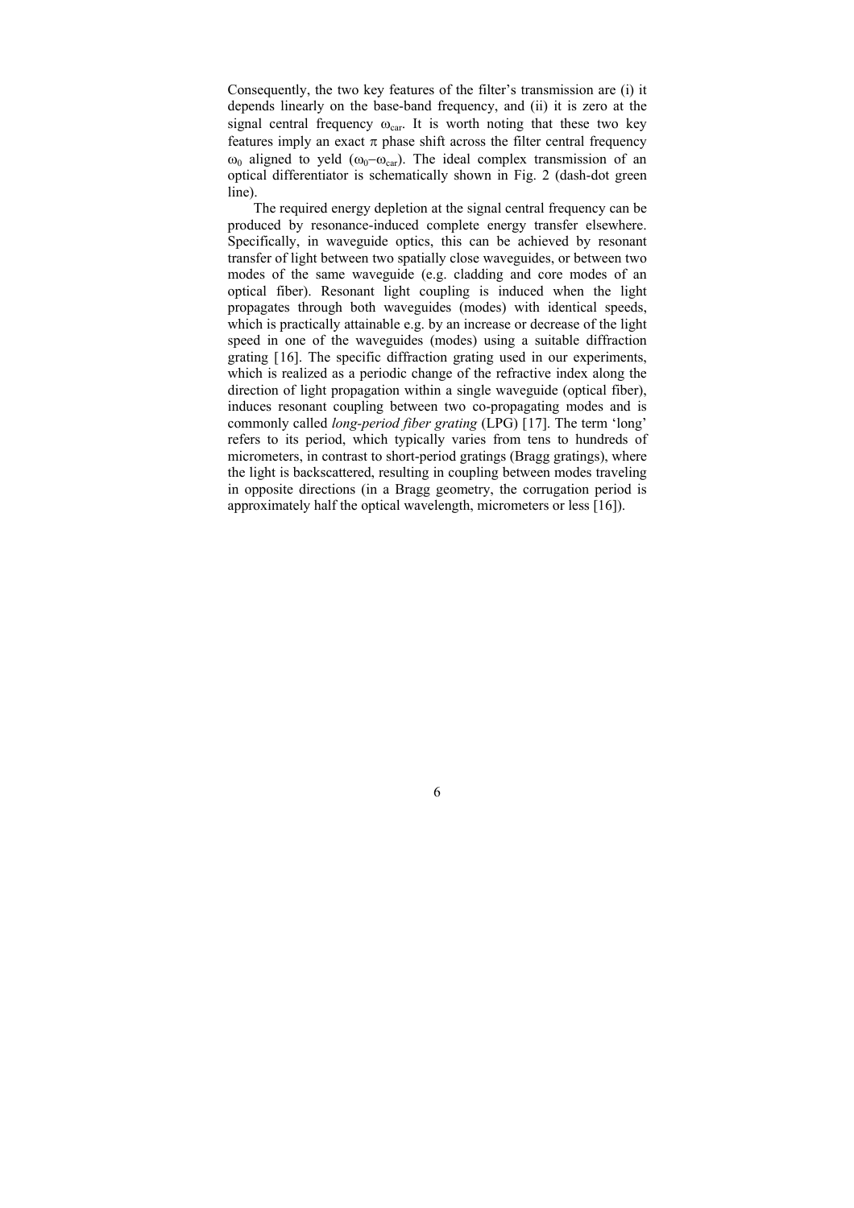Consequently, the two key features of the filter's transmission are (i) it depends linearly on the base-band frequency, and (ii) it is zero at the signal central frequency $\omega_{car}$. It is worth noting that these two key features imply an exact $\pi$ phase shift across the filter central frequency $\omega_0$ aligned to yeld ($\omega_0 - \omega_{car}$). The ideal complex transmission of an optical differentiator is schematically shown in Fig. 2 (dash-dot green line).

The required energy depletion at the signal central frequency can be produced by resonance-induced complete energy transfer elsewhere. Specifically, in waveguide optics, this can be achieved by resonant transfer of light between two spatially close waveguides, or between two modes of the same waveguide (e.g. cladding and core modes of an optical fiber). Resonant light coupling is induced when the light propagates through both waveguides (modes) with identical speeds, which is practically attainable e.g. by an increase or decrease of the light speed in one of the waveguides (modes) using a suitable diffraction grating [16]. The specific diffraction grating used in our experiments, which is realized as a periodic change of the refractive index along the direction of light propagation within a single waveguide (optical fiber), induces resonant coupling between two co-propagating modes and is commonly called *long-period fiber grating* (LPG) [17]. The term 'long' refers to its period, which typically varies from tens to hundreds of micrometers, in contrast to short-period gratings (Bragg gratings), where the light is backscattered, resulting in coupling between modes traveling in opposite directions (in a Bragg geometry, the corrugation period is approximately half the optical wavelength, micrometers or less [16]).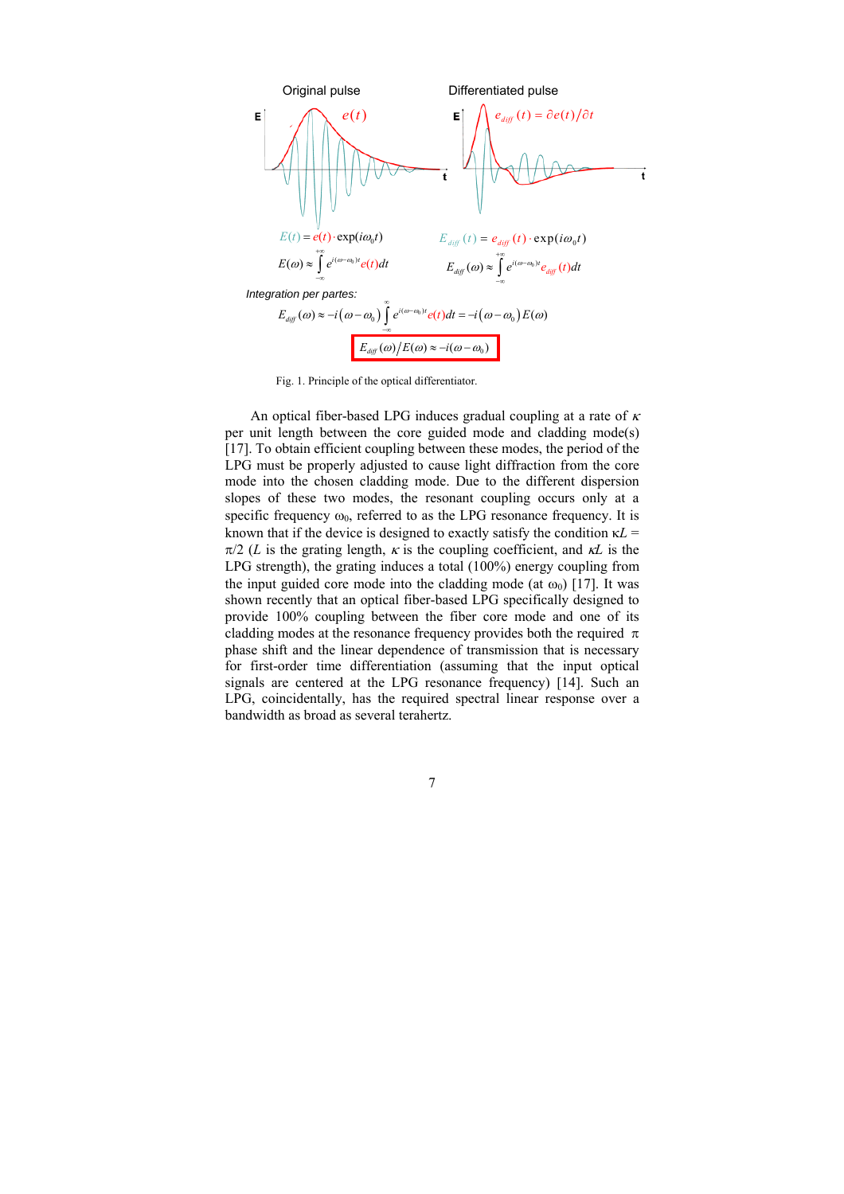Original pulse

Differentiated pulse

$E(t) = e(t) \cdot \exp(i\omega_0 t)$

$$E(\omega) \approx \int_{-\infty}^{+\infty} e^{i(\omega-\omega_0)t} e(t) dt$$

$E_{diff}(t) = e_{diff}(t) \cdot \exp(i\omega_0 t)$

$$E_{diff}(\omega) \approx \int_{-\infty}^{+\infty} e^{i(\omega-\omega_0)t} e_{diff}(t) dt$$

*Integration per partes:*

$$E_{diff}(\omega) \approx -i(\omega-\omega_0) \int_{-\infty}^{\infty} e^{i(\omega-\omega_0)t} e(t) dt = -i(\omega-\omega_0) E(\omega)$$

$$E_{diff}(\omega)/E(\omega) \approx -i(\omega-\omega_0)$$

Fig. 1. Principle of the optical differentiator.

An optical fiber-based LPG induces gradual coupling at a rate of $\kappa$ per unit length between the core guided mode and cladding mode(s) [17]. To obtain efficient coupling between these modes, the period of the LPG must be properly adjusted to cause light diffraction from the core mode into the chosen cladding mode. Due to the different dispersion slopes of these two modes, the resonant coupling occurs only at a specific frequency $\omega_0$, referred to as the LPG resonance frequency. It is known that if the device is designed to exactly satisfy the condition $\kappa L = \pi/2$ ($L$ is the grating length, $\kappa$ is the coupling coefficient, and $\kappa L$ is the LPG strength), the grating induces a total (100%) energy coupling from the input guided core mode into the cladding mode (at $\omega_0$) [17]. It was shown recently that an optical fiber-based LPG specifically designed to provide 100% coupling between the fiber core mode and one of its cladding modes at the resonance frequency provides both the required $\pi$ phase shift and the linear dependence of transmission that is necessary for first-order time differentiation (assuming that the input optical signals are centered at the LPG resonance frequency) [14]. Such an LPG, coincidentally, has the required spectral linear response over a bandwidth as broad as several terahertz.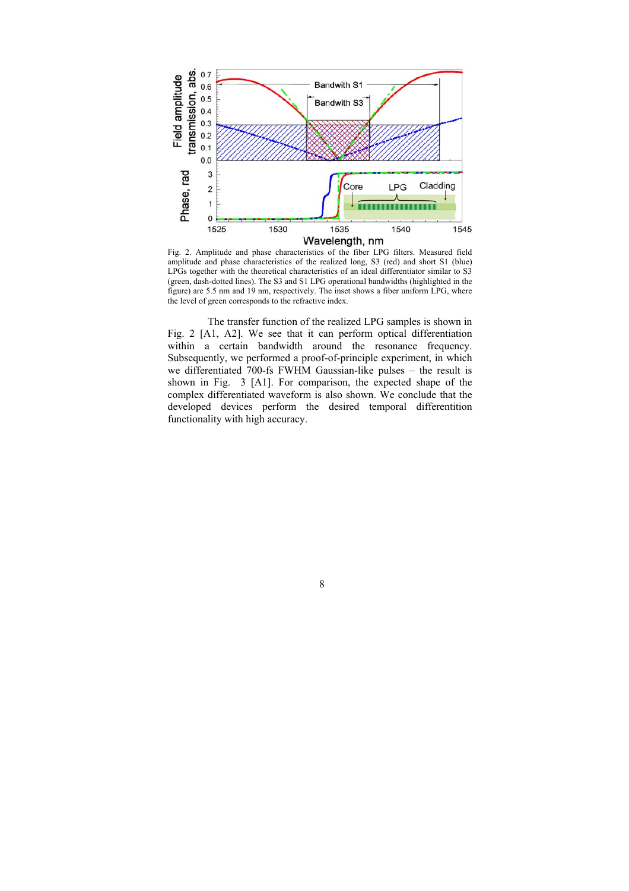Fig. 2. Amplitude and phase characteristics of the fiber LPG filters. Measured field amplitude and phase characteristics of the realized long, S3 (red) and short S1 (blue) LPGs together with the theoretical characteristics of an ideal differentiator similar to S3 (green, dash-dotted lines). The S3 and S1 LPG operational bandwidths (highlighted in the figure) are 5.5 nm and 19 nm, respectively. The inset shows a fiber uniform LPG, where the level of green corresponds to the refractive index.

The transfer function of the realized LPG samples is shown in Fig. 2 [A1, A2]. We see that it can perform optical differentiation within a certain bandwidth around the resonance frequency. Subsequently, we performed a proof-of-principle experiment, in which we differentiated 700-fs FWHM Gaussian-like pulses – the result is shown in Fig. 3 [A1]. For comparison, the expected shape of the complex differentiated waveform is also shown. We conclude that the developed devices perform the desired temporal differentition functionality with high accuracy.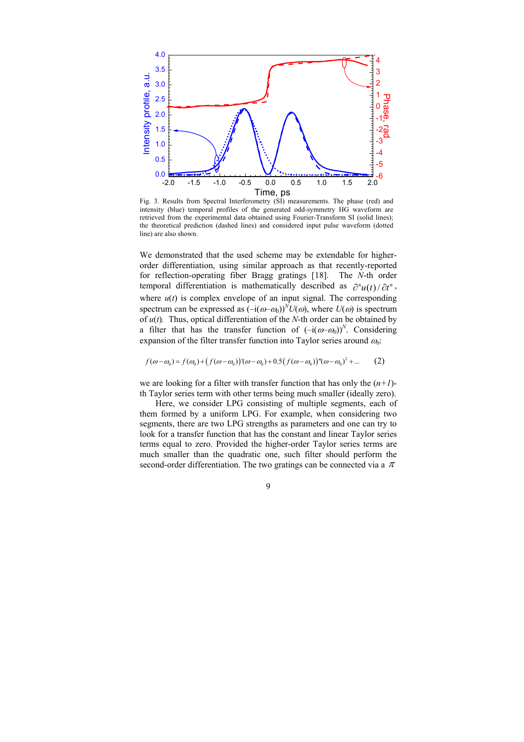Fig. 3. Results from Spectral Interferometry (SI) measurements. The phase (red) and intensity (blue) temporal profiles of the generated odd-symmetry HG waveform are retrieved from the experimental data obtained using Fourier-Transform SI (solid lines); the theoretical prediction (dashed lines) and considered input pulse waveform (dotted line) are also shown.

We demonstrated that the used scheme may be extendable for higher-order differentiation, using similar approach as that recently-reported for reflection-operating fiber Bragg gratings [18]. The *N*-th order temporal differentiation is mathematically described as $\partial^n u(t)/\partial t^n$, where $u(t)$ is complex envelope of an input signal. The corresponding spectrum can be expressed as $(-i(\omega-\omega_0))^N U(\omega)$, where $U(\omega)$ is spectrum of $u(t)$. Thus, optical differentiation of the *N*-th order can be obtained by a filter that has the transfer function of $(-i(\omega-\omega_0))^N$. Considering expansion of the filter transfer function into Taylor series around $\omega_0$:

$$f(\omega-\omega_0)=f(\omega_0)+\left(f(\omega-\omega_0)\right)'(\omega-\omega_0)+0.5\left(f(\omega-\omega_0)\right)''(\omega-\omega_0)^2+... \qquad (2)$$

we are looking for a filter with transfer function that has only the $(n+1)$-th Taylor series term with other terms being much smaller (ideally zero).

Here, we consider LPG consisting of multiple segments, each of them formed by a uniform LPG. For example, when considering two segments, there are two LPG strengths as parameters and one can try to look for a transfer function that has the constant and linear Taylor series terms equal to zero. Provided the higher-order Taylor series terms are much smaller than the quadratic one, such filter should perform the second-order differentiation. The two gratings can be connected via a $\pi$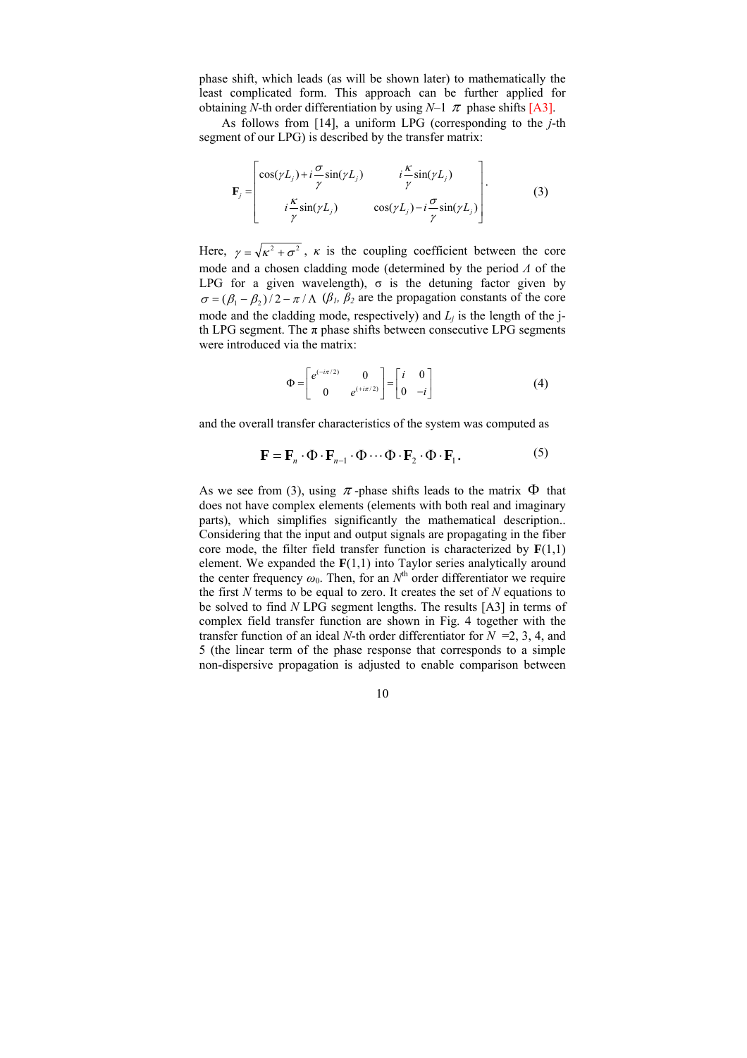phase shift, which leads (as will be shown later) to mathematically the least complicated form. This approach can be further applied for obtaining $N$-th order differentiation by using $N$–1 $\pi$ phase shifts [A3].

As follows from [14], a uniform LPG (corresponding to the $j$-th segment of our LPG) is described by the transfer matrix:

$$\mathbf{F}_j = \begin{bmatrix} \cos(\gamma L_j) + i\dfrac{\sigma}{\gamma}\sin(\gamma L_j) & i\dfrac{\kappa}{\gamma}\sin(\gamma L_j) \\ i\dfrac{\kappa}{\gamma}\sin(\gamma L_j) & \cos(\gamma L_j) - i\dfrac{\sigma}{\gamma}\sin(\gamma L_j) \end{bmatrix}. \tag{3}$$

Here, $\gamma = \sqrt{\kappa^2 + \sigma^2}$, $\kappa$ is the coupling coefficient between the core mode and a chosen cladding mode (determined by the period $\Lambda$ of the LPG for a given wavelength), σ is the detuning factor given by $\sigma = (\beta_1 - \beta_2)/2 - \pi/\Lambda$ ($\beta_1$, $\beta_2$ are the propagation constants of the core mode and the cladding mode, respectively) and $L_j$ is the length of the j-th LPG segment. The π phase shifts between consecutive LPG segments were introduced via the matrix:

$$\Phi = \begin{bmatrix} e^{(-i\pi/2)} & 0 \\ 0 & e^{(+i\pi/2)} \end{bmatrix} = \begin{bmatrix} i & 0 \\ 0 & -i \end{bmatrix} \tag{4}$$

and the overall transfer characteristics of the system was computed as

$$\mathbf{F} = \mathbf{F}_n \cdot \Phi \cdot \mathbf{F}_{n-1} \cdot \Phi \cdots \Phi \cdot \mathbf{F}_2 \cdot \Phi \cdot \mathbf{F}_1 . \tag{5}$$

As we see from (3), using $\pi$-phase shifts leads to the matrix $\Phi$ that does not have complex elements (elements with both real and imaginary parts), which simplifies significantly the mathematical description.. Considering that the input and output signals are propagating in the fiber core mode, the filter field transfer function is characterized by $\mathbf{F}(1,1)$ element. We expanded the $\mathbf{F}(1,1)$ into Taylor series analytically around the center frequency $\omega_0$. Then, for an $N^{\text{th}}$ order differentiator we require the first $N$ terms to be equal to zero. It creates the set of $N$ equations to be solved to find $N$ LPG segment lengths. The results [A3] in terms of complex field transfer function are shown in Fig. 4 together with the transfer function of an ideal $N$-th order differentiator for $N$ =2, 3, 4, and 5 (the linear term of the phase response that corresponds to a simple non-dispersive propagation is adjusted to enable comparison between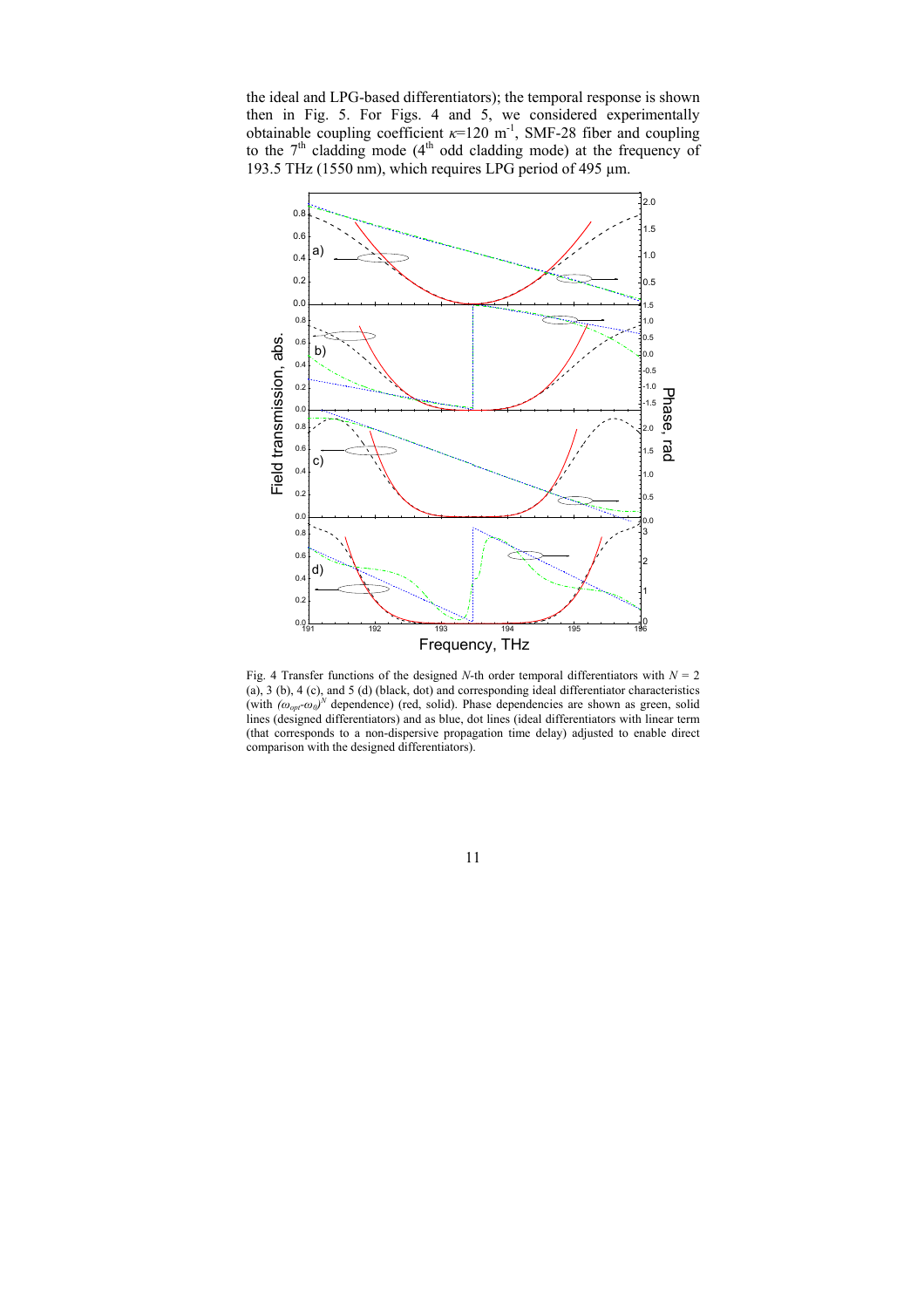the ideal and LPG-based differentiators); the temporal response is shown then in Fig. 5. For Figs. 4 and 5, we considered experimentally obtainable coupling coefficient $\kappa$=120 m$^{-1}$, SMF-28 fiber and coupling to the 7$^{th}$ cladding mode (4$^{th}$ odd cladding mode) at the frequency of 193.5 THz (1550 nm), which requires LPG period of 495 µm.

Fig. 4 Transfer functions of the designed *N*-th order temporal differentiators with $N$ = 2 (a), 3 (b), 4 (c), and 5 (d) (black, dot) and corresponding ideal differentiator characteristics (with $(\omega_{opt}-\omega_0)^N$ dependence) (red, solid). Phase dependencies are shown as green, solid lines (designed differentiators) and as blue, dot lines (ideal differentiators with linear term (that corresponds to a non-dispersive propagation time delay) adjusted to enable direct comparison with the designed differentiators).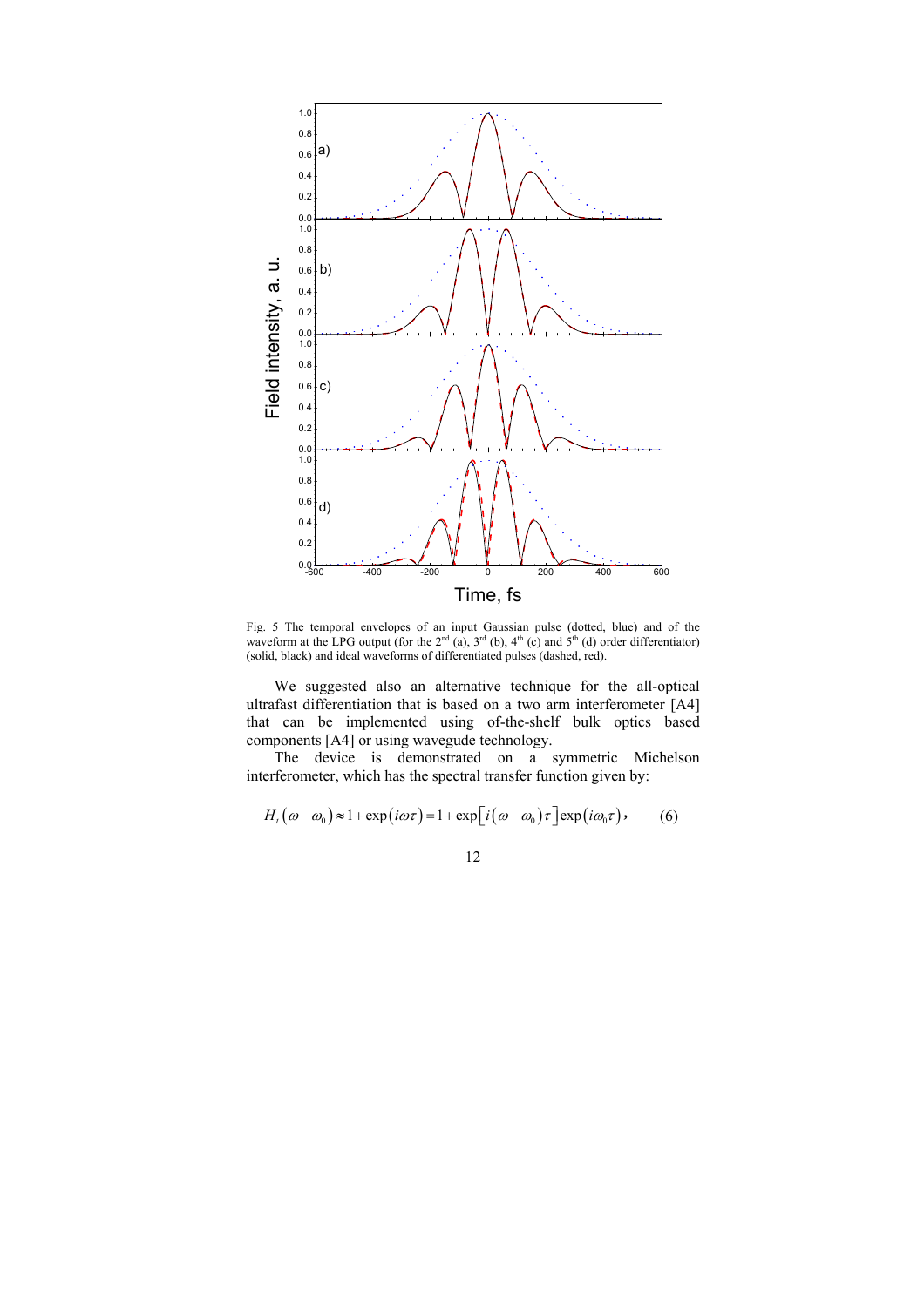Fig. 5 The temporal envelopes of an input Gaussian pulse (dotted, blue) and of the waveform at the LPG output (for the 2[nd] (a), 3[rd] (b), 4[th] (c) and 5[th] (d) order differentiator) (solid, black) and ideal waveforms of differentiated pulses (dashed, red).

We suggested also an alternative technique for the all-optical ultrafast differentiation that is based on a two arm interferometer [A4] that can be implemented using of-the-shelf bulk optics based components [A4] or using wavegude technology.

The device is demonstrated on a symmetric Michelson interferometer, which has the spectral transfer function given by:

$$H_{t}\left(\omega-\omega_{0}\right) \approx 1+\exp\left(i\omega\tau\right) = 1+\exp\left[i\left(\omega-\omega_{0}\right)\tau\right]\exp\left(i\omega_{0}\tau\right), \qquad (6)$$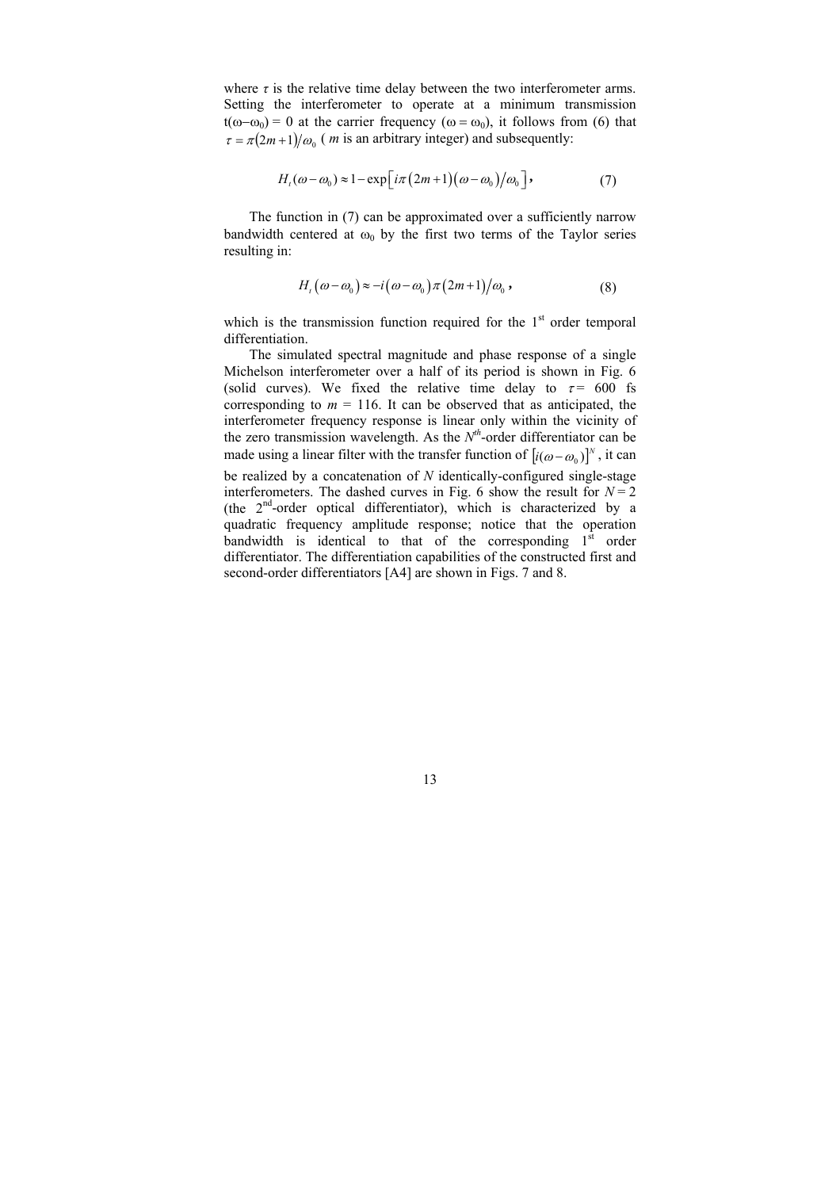where $\tau$ is the relative time delay between the two interferometer arms. Setting the interferometer to operate at a minimum transmission $t(\omega-\omega_0) = 0$ at the carrier frequency ($\omega = \omega_0$), it follows from (6) that $\tau = \pi(2m+1)/\omega_0$ ( $m$ is an arbitrary integer) and subsequently:

$$H_t(\omega-\omega_0) \approx 1-\exp\left[i\pi\left(2m+1\right)\left(\omega-\omega_0\right)/\omega_0\right], \tag{7}$$

The function in (7) can be approximated over a sufficiently narrow bandwidth centered at $\omega_0$ by the first two terms of the Taylor series resulting in:

$$H_t\left(\omega-\omega_0\right) \approx -i\left(\omega-\omega_0\right)\pi\left(2m+1\right)/\omega_0, \tag{8}$$

which is the transmission function required for the 1st order temporal differentiation.

The simulated spectral magnitude and phase response of a single Michelson interferometer over a half of its period is shown in Fig. 6 (solid curves). We fixed the relative time delay to $\tau = 600$ fs corresponding to $m = 116$. It can be observed that as anticipated, the interferometer frequency response is linear only within the vicinity of the zero transmission wavelength. As the $N^{th}$-order differentiator can be made using a linear filter with the transfer function of $\left[i(\omega-\omega_0)\right]^N$, it can be realized by a concatenation of $N$ identically-configured single-stage interferometers. The dashed curves in Fig. 6 show the result for $N = 2$ (the 2nd-order optical differentiator), which is characterized by a quadratic frequency amplitude response; notice that the operation bandwidth is identical to that of the corresponding 1st order differentiator. The differentiation capabilities of the constructed first and second-order differentiators [A4] are shown in Figs. 7 and 8.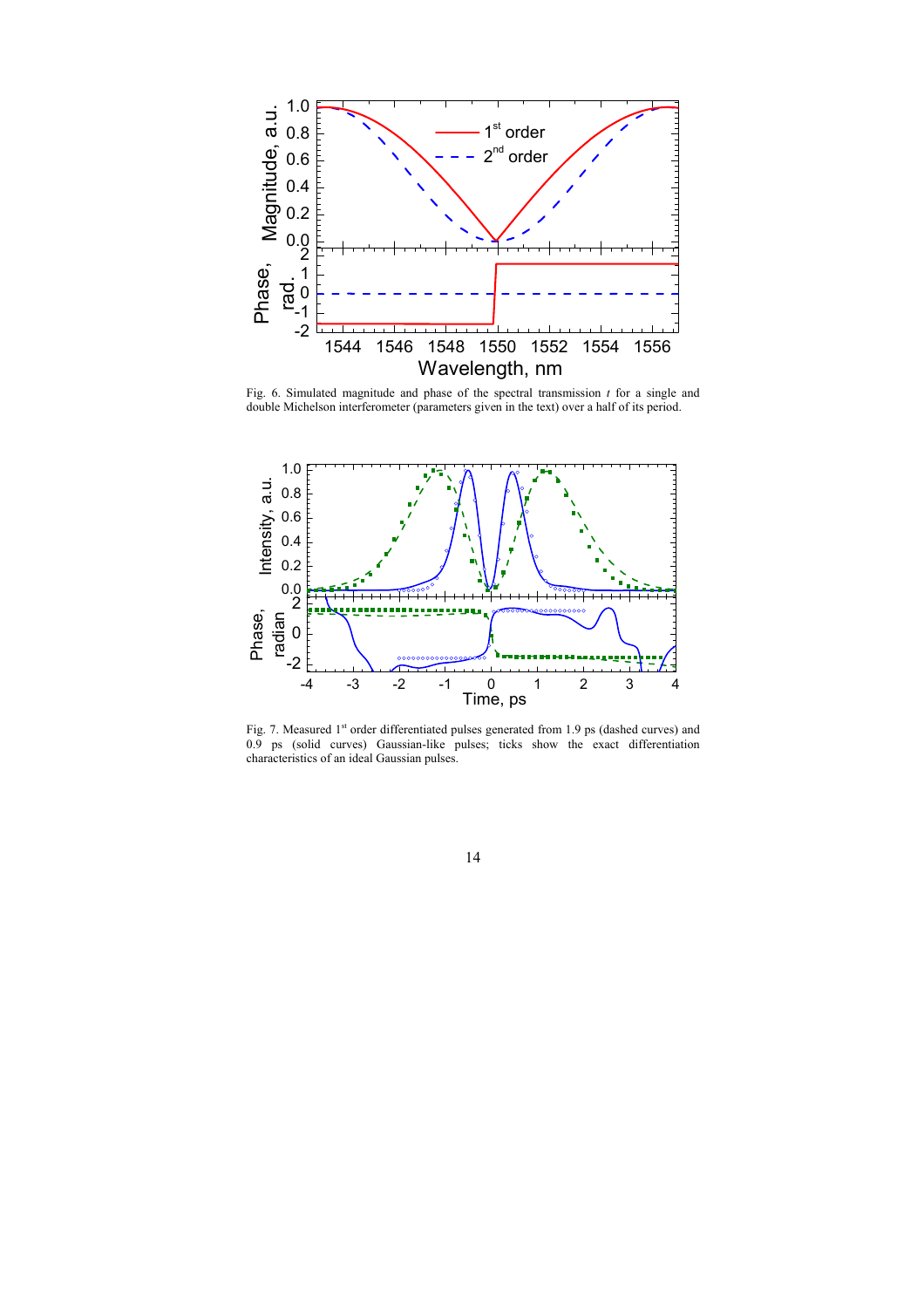Fig. 6. Simulated magnitude and phase of the spectral transmission *t* for a single and double Michelson interferometer (parameters given in the text) over a half of its period.

Fig. 7. Measured 1st order differentiated pulses generated from 1.9 ps (dashed curves) and 0.9 ps (solid curves) Gaussian-like pulses; ticks show the exact differentiation characteristics of an ideal Gaussian pulses.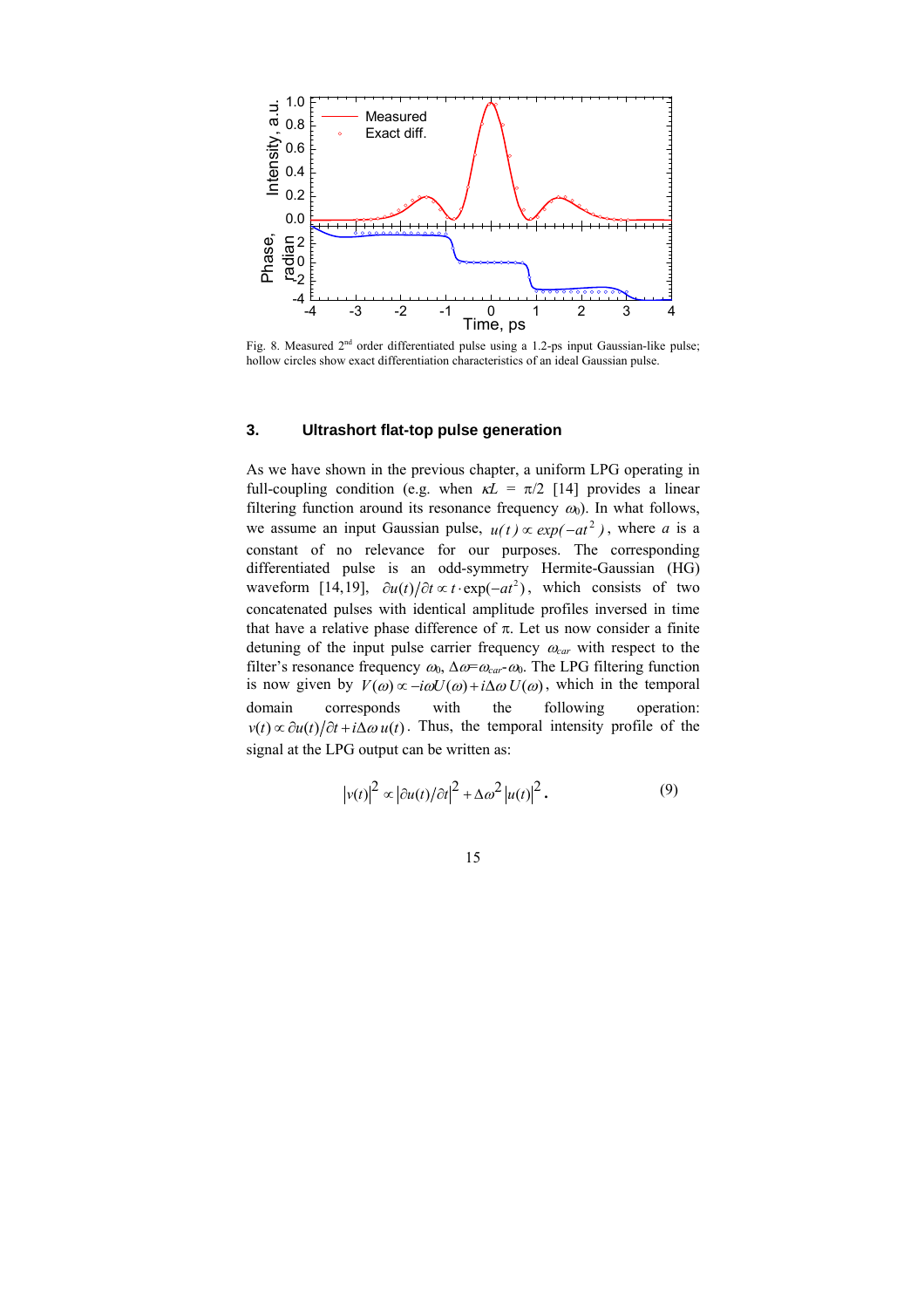Fig. 8. Measured 2nd order differentiated pulse using a 1.2-ps input Gaussian-like pulse; hollow circles show exact differentiation characteristics of an ideal Gaussian pulse.

## 3. Ultrashort flat-top pulse generation

As we have shown in the previous chapter, a uniform LPG operating in full-coupling condition (e.g. when $\kappa L = \pi/2$ [14] provides a linear filtering function around its resonance frequency $\omega_0$). In what follows, we assume an input Gaussian pulse, $u(t) \propto exp(-at^2)$, where $a$ is a constant of no relevance for our purposes. The corresponding differentiated pulse is an odd-symmetry Hermite-Gaussian (HG) waveform [14,19], $\partial u(t)/\partial t \propto t \cdot \exp(-at^2)$, which consists of two concatenated pulses with identical amplitude profiles inversed in time that have a relative phase difference of π. Let us now consider a finite detuning of the input pulse carrier frequency $\omega_{car}$ with respect to the filter's resonance frequency $\omega_0$, $\Delta\omega = \omega_{car} - \omega_0$. The LPG filtering function is now given by $V(\omega) \propto -i\omega U(\omega) + i\Delta\omega\, U(\omega)$, which in the temporal domain corresponds with the following operation: $v(t) \propto \partial u(t)/\partial t + i\Delta\omega\, u(t)$. Thus, the temporal intensity profile of the signal at the LPG output can be written as:

$$|v(t)|^2 \propto |\partial u(t)/\partial t|^2 + \Delta\omega^2 |u(t)|^2 . \qquad (9)$$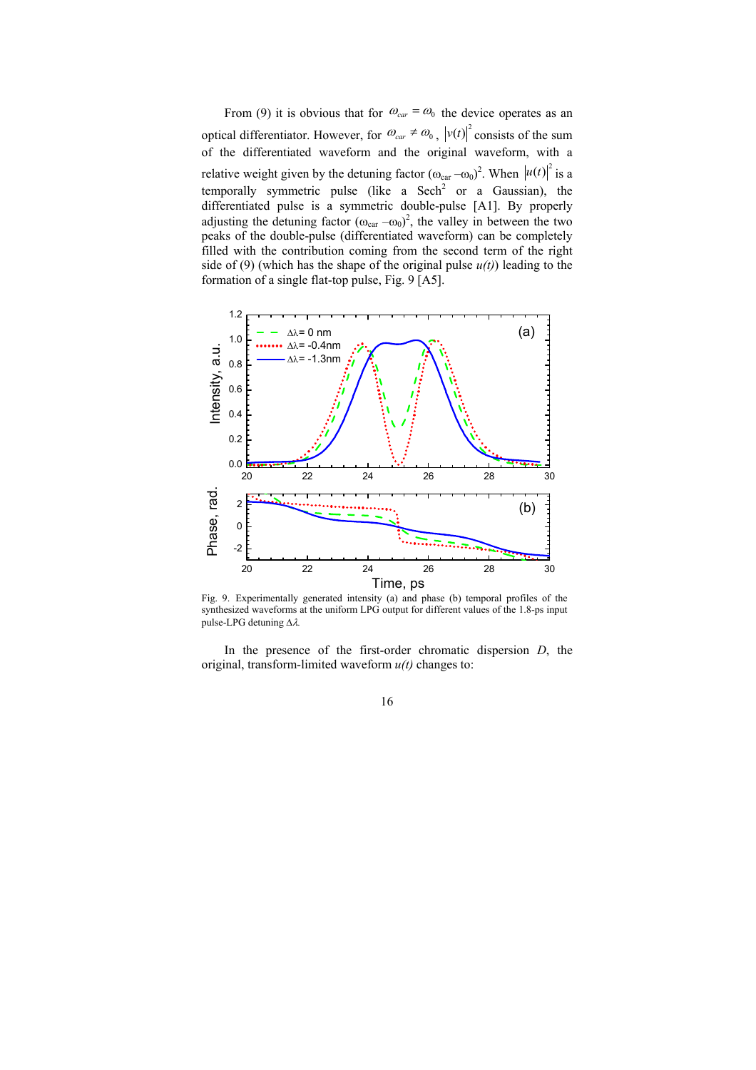From (9) it is obvious that for $\omega_{car} = \omega_0$ the device operates as an optical differentiator. However, for $\omega_{car} \neq \omega_0$, $|v(t)|^2$ consists of the sum of the differentiated waveform and the original waveform, with a relative weight given by the detuning factor $(\omega_{car} - \omega_0)^2$. When $|u(t)|^2$ is a temporally symmetric pulse (like a Sech$^2$ or a Gaussian), the differentiated pulse is a symmetric double-pulse [A1]. By properly adjusting the detuning factor $(\omega_{car} - \omega_0)^2$, the valley in between the two peaks of the double-pulse (differentiated waveform) can be completely filled with the contribution coming from the second term of the right side of (9) (which has the shape of the original pulse $u(t)$) leading to the formation of a single flat-top pulse, Fig. 9 [A5].

Fig. 9. Experimentally generated intensity (a) and phase (b) temporal profiles of the synthesized waveforms at the uniform LPG output for different values of the 1.8-ps input pulse-LPG detuning $\Delta\lambda$.

In the presence of the first-order chromatic dispersion $D$, the original, transform-limited waveform $u(t)$ changes to: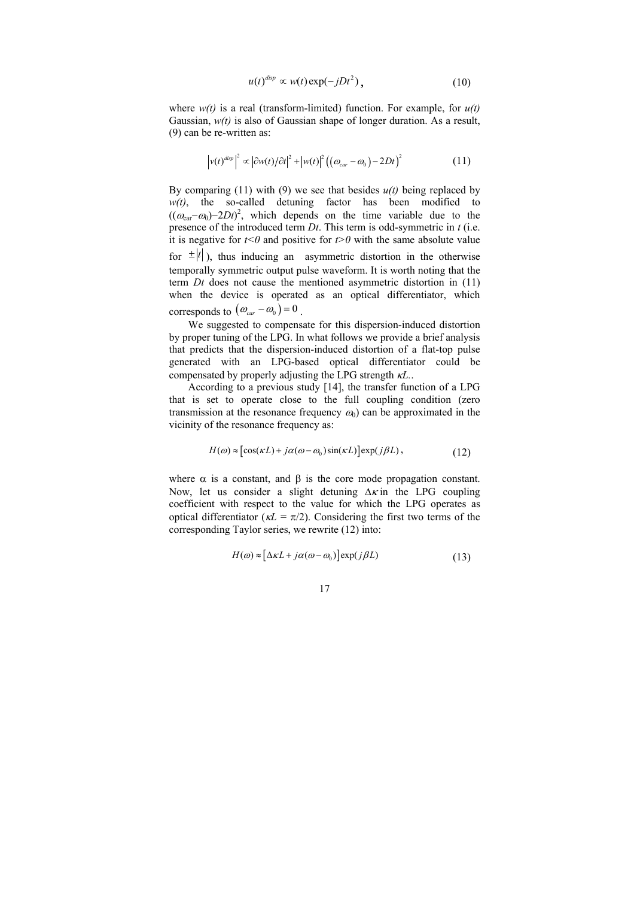$$u(t)^{disp} \propto w(t)\exp(-jDt^2)\,, \tag{10}$$

where $w(t)$ is a real (transform-limited) function. For example, for $u(t)$ Gaussian, $w(t)$ is also of Gaussian shape of longer duration. As a result, (9) can be re-written as:

$$\left|v(t)^{disp}\right|^2 \propto \left|\partial w(t)/\partial t\right|^2 + \left|w(t)\right|^2 \left(\left(\omega_{car} - \omega_0\right) - 2Dt\right)^2 \tag{11}$$

By comparing (11) with (9) we see that besides $u(t)$ being replaced by $w(t)$, the so-called detuning factor has been modified to $((\omega_{car}-\omega_0)-2Dt)^2$, which depends on the time variable due to the presence of the introduced term $Dt$. This term is odd-symmetric in $t$ (i.e. it is negative for $t<0$ and positive for $t>0$ with the same absolute value for $\pm|t|$), thus inducing an asymmetric distortion in the otherwise temporally symmetric output pulse waveform. It is worth noting that the term $Dt$ does not cause the mentioned asymmetric distortion in (11) when the device is operated as an optical differentiator, which corresponds to $\left(\omega_{car} - \omega_0\right) = 0$.

We suggested to compensate for this dispersion-induced distortion by proper tuning of the LPG. In what follows we provide a brief analysis that predicts that the dispersion-induced distortion of a flat-top pulse generated with an LPG-based optical differentiator could be compensated by properly adjusting the LPG strength $\kappa L$..

According to a previous study [14], the transfer function of a LPG that is set to operate close to the full coupling condition (zero transmission at the resonance frequency $\omega_0$) can be approximated in the vicinity of the resonance frequency as:

$$H(\omega) \approx \left[\cos(\kappa L) + j\alpha(\omega-\omega_0)\sin(\kappa L)\right]\exp(j\beta L)\,, \tag{12}$$

where $\alpha$ is a constant, and $\beta$ is the core mode propagation constant. Now, let us consider a slight detuning $\Delta\kappa$ in the LPG coupling coefficient with respect to the value for which the LPG operates as optical differentiator ($\kappa L = \pi/2$). Considering the first two terms of the corresponding Taylor series, we rewrite (12) into:

$$H(\omega) \approx \left[\Delta\kappa L + j\alpha(\omega-\omega_0)\right]\exp(j\beta L) \tag{13}$$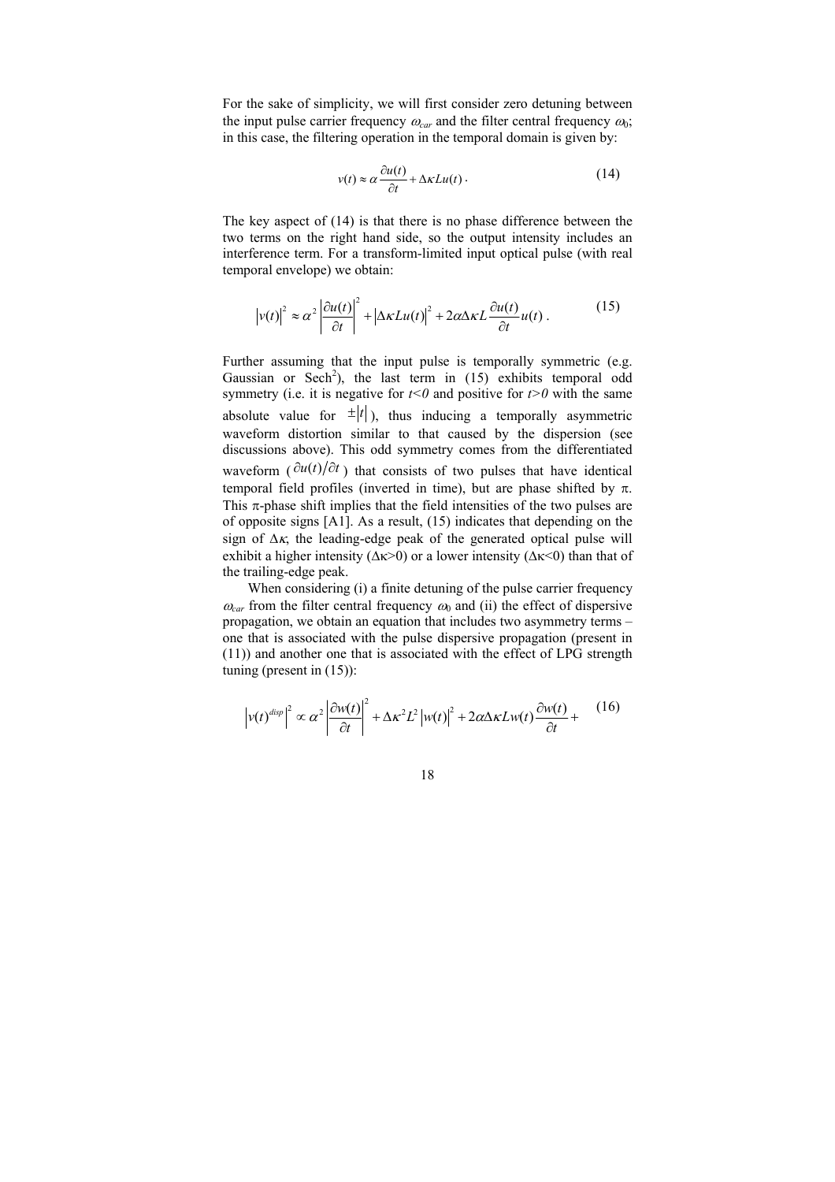For the sake of simplicity, we will first consider zero detuning between the input pulse carrier frequency $\omega_{car}$ and the filter central frequency $\omega_0$; in this case, the filtering operation in the temporal domain is given by:

$$v(t) \approx \alpha \frac{\partial u(t)}{\partial t} + \Delta\kappa L u(t) \,. \tag{14}$$

The key aspect of (14) is that there is no phase difference between the two terms on the right hand side, so the output intensity includes an interference term. For a transform-limited input optical pulse (with real temporal envelope) we obtain:

$$\left|v(t)\right|^2 \approx \alpha^2 \left|\frac{\partial u(t)}{\partial t}\right|^2 + \left|\Delta\kappa L u(t)\right|^2 + 2\alpha\Delta\kappa L \frac{\partial u(t)}{\partial t} u(t) \,. \tag{15}$$

Further assuming that the input pulse is temporally symmetric (e.g. Gaussian or Sech$^2$), the last term in (15) exhibits temporal odd symmetry (i.e. it is negative for $t<0$ and positive for $t>0$ with the same absolute value for $\pm|t|$), thus inducing a temporally asymmetric waveform distortion similar to that caused by the dispersion (see discussions above). This odd symmetry comes from the differentiated waveform ($\partial u(t)/\partial t$) that consists of two pulses that have identical temporal field profiles (inverted in time), but are phase shifted by $\pi$. This $\pi$-phase shift implies that the field intensities of the two pulses are of opposite signs [A1]. As a result, (15) indicates that depending on the sign of $\Delta\kappa$, the leading-edge peak of the generated optical pulse will exhibit a higher intensity ($\Delta\kappa>0$) or a lower intensity ($\Delta\kappa<0$) than that of the trailing-edge peak.

When considering (i) a finite detuning of the pulse carrier frequency $\omega_{car}$ from the filter central frequency $\omega_0$ and (ii) the effect of dispersive propagation, we obtain an equation that includes two asymmetry terms – one that is associated with the pulse dispersive propagation (present in (11)) and another one that is associated with the effect of LPG strength tuning (present in (15)):

$$\left|v(t)^{disp}\right|^2 \propto \alpha^2 \left|\frac{\partial w(t)}{\partial t}\right|^2 + \Delta\kappa^2 L^2 \left|w(t)\right|^2 + 2\alpha\Delta\kappa L w(t) \frac{\partial w(t)}{\partial t} + \tag{16}$$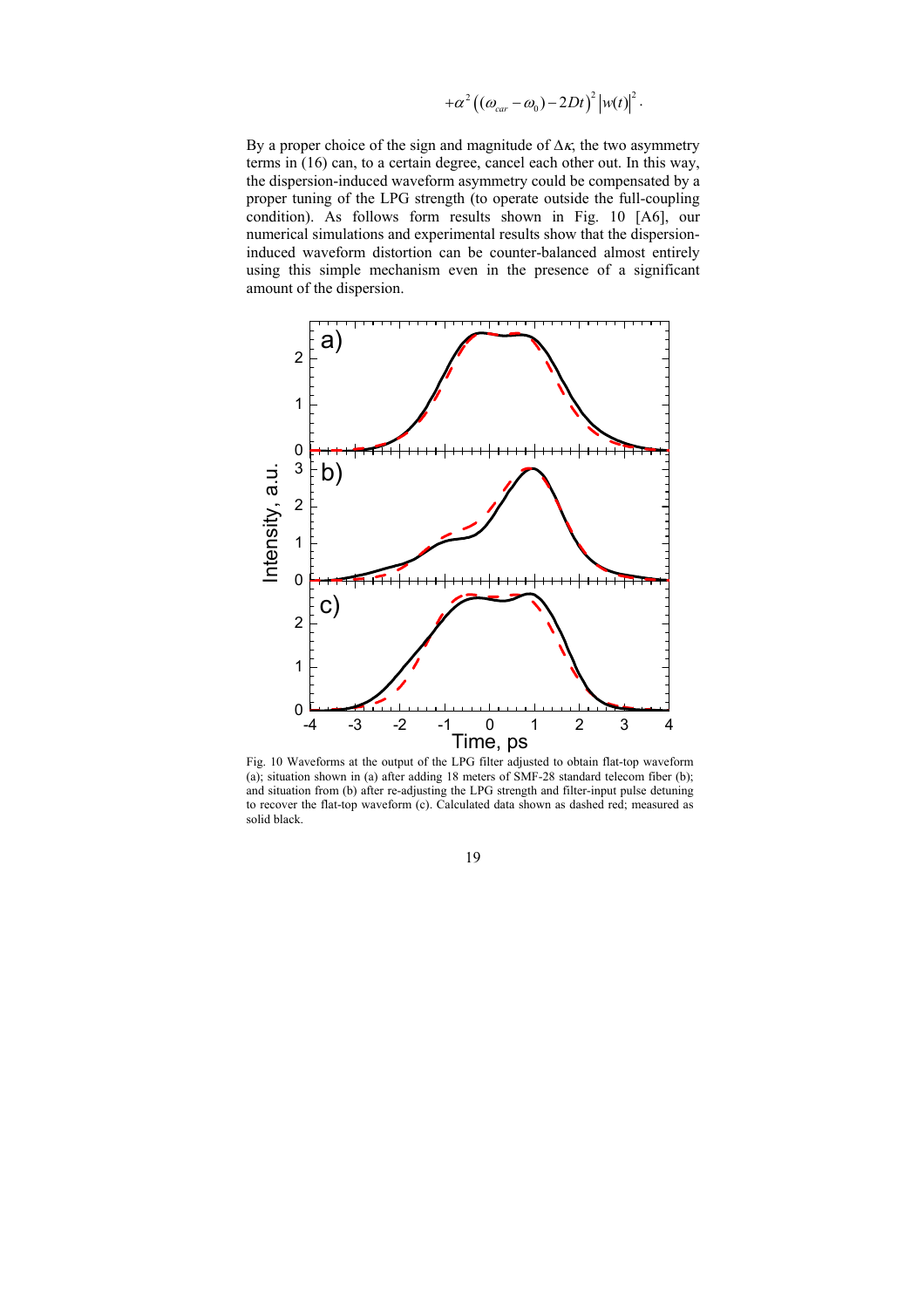$$+\alpha^2\left((\omega_{car}-\omega_0)-2Dt\right)^2\left|w(t)\right|^2.$$

By a proper choice of the sign and magnitude of $\Delta\kappa$, the two asymmetry terms in (16) can, to a certain degree, cancel each other out. In this way, the dispersion-induced waveform asymmetry could be compensated by a proper tuning of the LPG strength (to operate outside the full-coupling condition). As follows form results shown in Fig. 10 [A6], our numerical simulations and experimental results show that the dispersion-induced waveform distortion can be counter-balanced almost entirely using this simple mechanism even in the presence of a significant amount of the dispersion.

Fig. 10 Waveforms at the output of the LPG filter adjusted to obtain flat-top waveform (a); situation shown in (a) after adding 18 meters of SMF-28 standard telecom fiber (b); and situation from (b) after re-adjusting the LPG strength and filter-input pulse detuning to recover the flat-top waveform (c). Calculated data shown as dashed red; measured as solid black.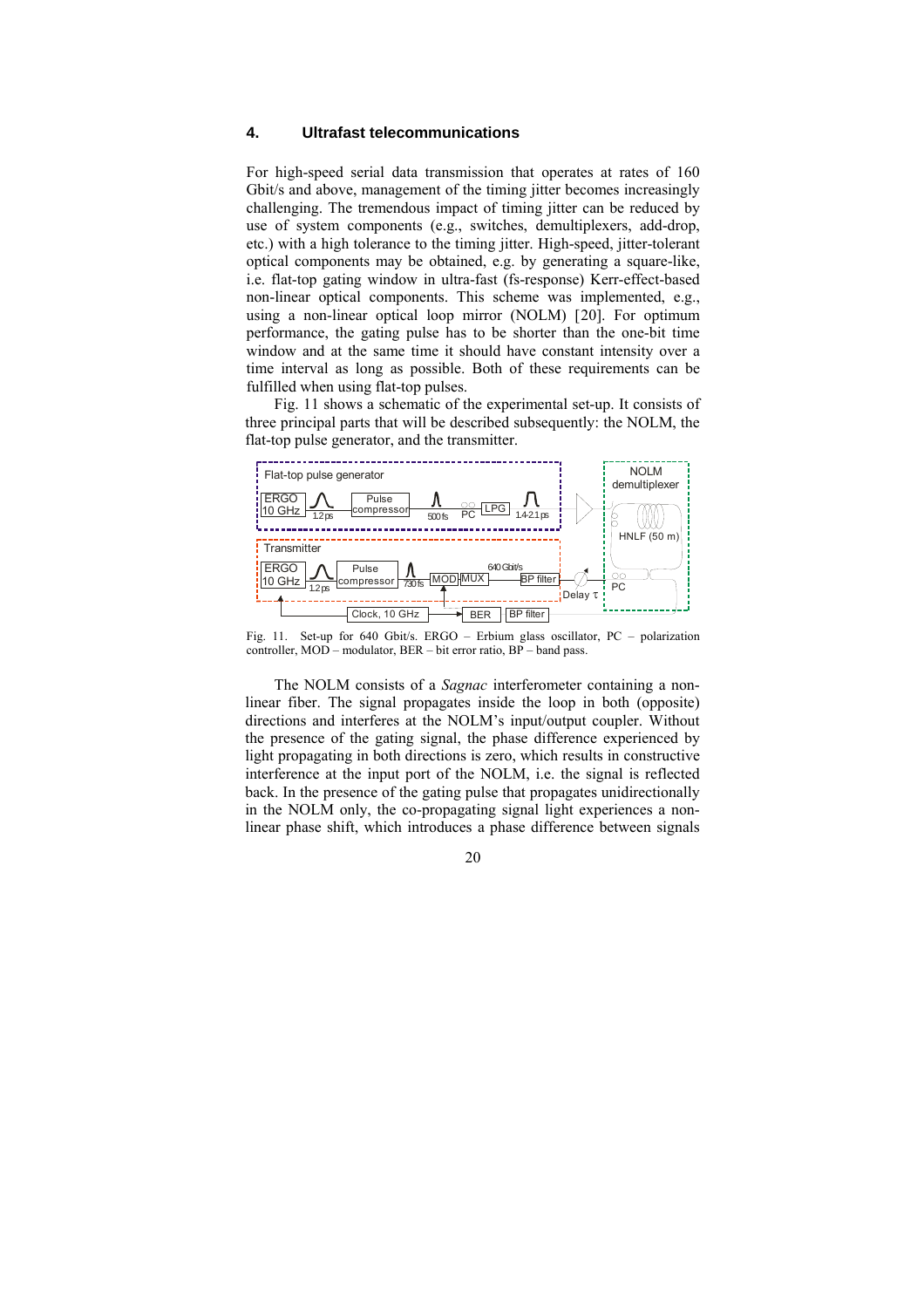## 4. Ultrafast telecommunications

For high-speed serial data transmission that operates at rates of 160 Gbit/s and above, management of the timing jitter becomes increasingly challenging. The tremendous impact of timing jitter can be reduced by use of system components (e.g., switches, demultiplexers, add-drop, etc.) with a high tolerance to the timing jitter. High-speed, jitter-tolerant optical components may be obtained, e.g. by generating a square-like, i.e. flat-top gating window in ultra-fast (fs-response) Kerr-effect-based non-linear optical components. This scheme was implemented, e.g., using a non-linear optical loop mirror (NOLM) [20]. For optimum performance, the gating pulse has to be shorter than the one-bit time window and at the same time it should have constant intensity over a time interval as long as possible. Both of these requirements can be fulfilled when using flat-top pulses.

Fig. 11 shows a schematic of the experimental set-up. It consists of three principal parts that will be described subsequently: the NOLM, the flat-top pulse generator, and the transmitter.

Fig. 11. Set-up for 640 Gbit/s. ERGO – Erbium glass oscillator, PC – polarization controller, MOD – modulator, BER – bit error ratio, BP – band pass.

The NOLM consists of a *Sagnac* interferometer containing a non-linear fiber. The signal propagates inside the loop in both (opposite) directions and interferes at the NOLM's input/output coupler. Without the presence of the gating signal, the phase difference experienced by light propagating in both directions is zero, which results in constructive interference at the input port of the NOLM, i.e. the signal is reflected back. In the presence of the gating pulse that propagates unidirectionally in the NOLM only, the co-propagating signal light experiences a non-linear phase shift, which introduces a phase difference between signals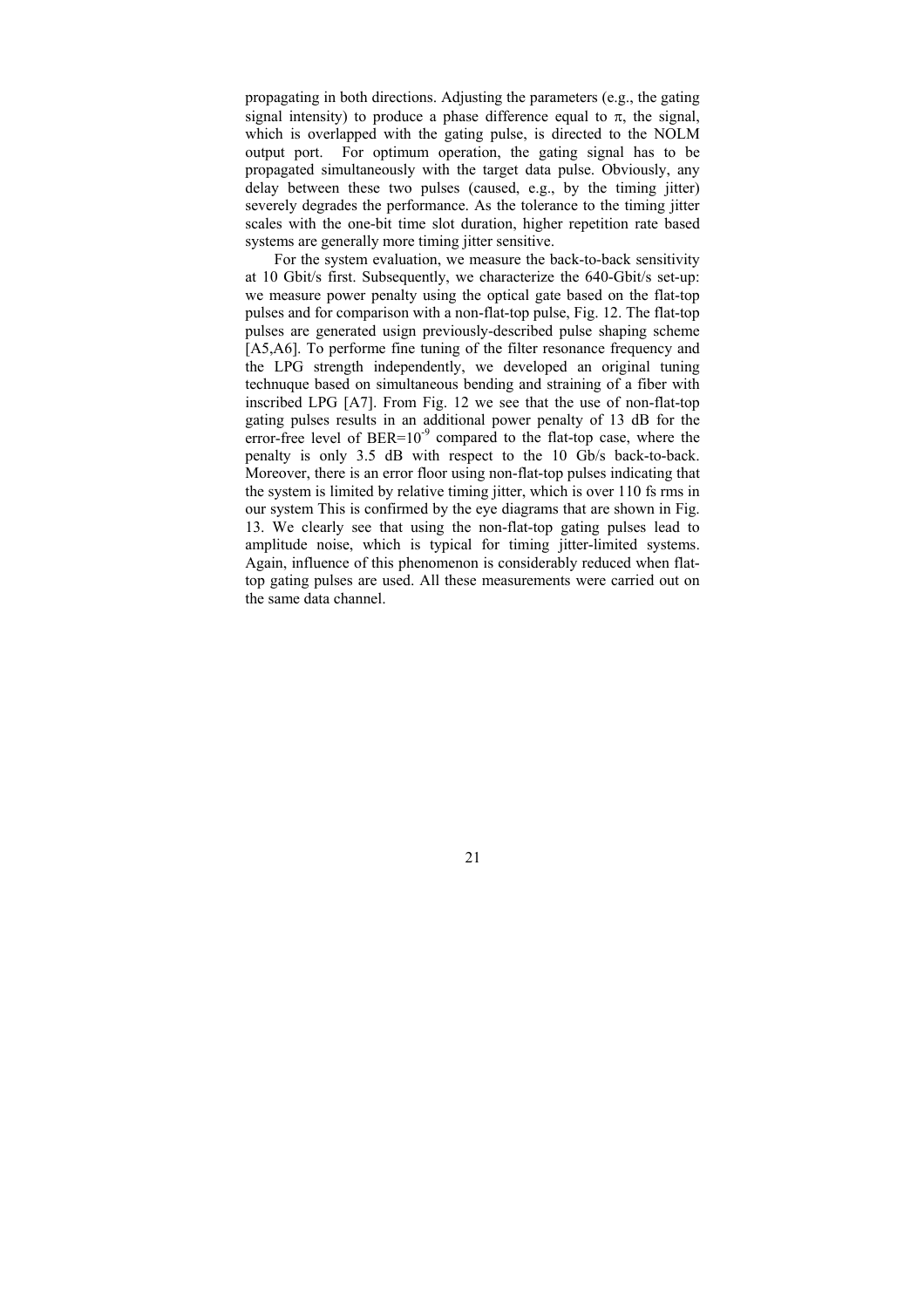propagating in both directions. Adjusting the parameters (e.g., the gating signal intensity) to produce a phase difference equal to $\pi$, the signal, which is overlapped with the gating pulse, is directed to the NOLM output port. For optimum operation, the gating signal has to be propagated simultaneously with the target data pulse. Obviously, any delay between these two pulses (caused, e.g., by the timing jitter) severely degrades the performance. As the tolerance to the timing jitter scales with the one-bit time slot duration, higher repetition rate based systems are generally more timing jitter sensitive.

For the system evaluation, we measure the back-to-back sensitivity at 10 Gbit/s first. Subsequently, we characterize the 640-Gbit/s set-up: we measure power penalty using the optical gate based on the flat-top pulses and for comparison with a non-flat-top pulse, Fig. 12. The flat-top pulses are generated usign previously-described pulse shaping scheme [A5,A6]. To performe fine tuning of the filter resonance frequency and the LPG strength independently, we developed an original tuning technuque based on simultaneous bending and straining of a fiber with inscribed LPG [A7]. From Fig. 12 we see that the use of non-flat-top gating pulses results in an additional power penalty of 13 dB for the error-free level of BER=$10^{-9}$ compared to the flat-top case, where the penalty is only 3.5 dB with respect to the 10 Gb/s back-to-back. Moreover, there is an error floor using non-flat-top pulses indicating that the system is limited by relative timing jitter, which is over 110 fs rms in our system This is confirmed by the eye diagrams that are shown in Fig. 13. We clearly see that using the non-flat-top gating pulses lead to amplitude noise, which is typical for timing jitter-limited systems. Again, influence of this phenomenon is considerably reduced when flat-top gating pulses are used. All these measurements were carried out on the same data channel.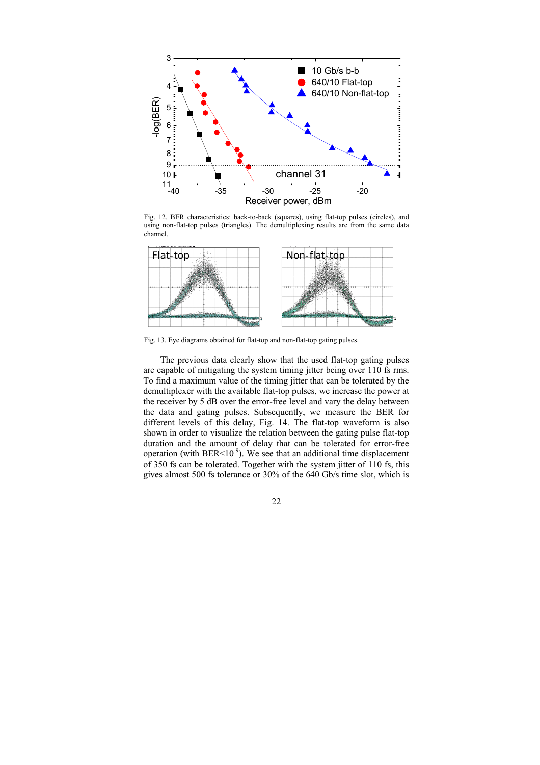Fig. 12. BER characteristics: back-to-back (squares), using flat-top pulses (circles), and using non-flat-top pulses (triangles). The demultiplexing results are from the same data channel.

Fig. 13. Eye diagrams obtained for flat-top and non-flat-top gating pulses.

The previous data clearly show that the used flat-top gating pulses are capable of mitigating the system timing jitter being over 110 fs rms. To find a maximum value of the timing jitter that can be tolerated by the demultiplexer with the available flat-top pulses, we increase the power at the receiver by 5 dB over the error-free level and vary the delay between the data and gating pulses. Subsequently, we measure the BER for different levels of this delay, Fig. 14. The flat-top waveform is also shown in order to visualize the relation between the gating pulse flat-top duration and the amount of delay that can be tolerated for error-free operation (with BER<$10^{-9}$). We see that an additional time displacement of 350 fs can be tolerated. Together with the system jitter of 110 fs, this gives almost 500 fs tolerance or 30% of the 640 Gb/s time slot, which is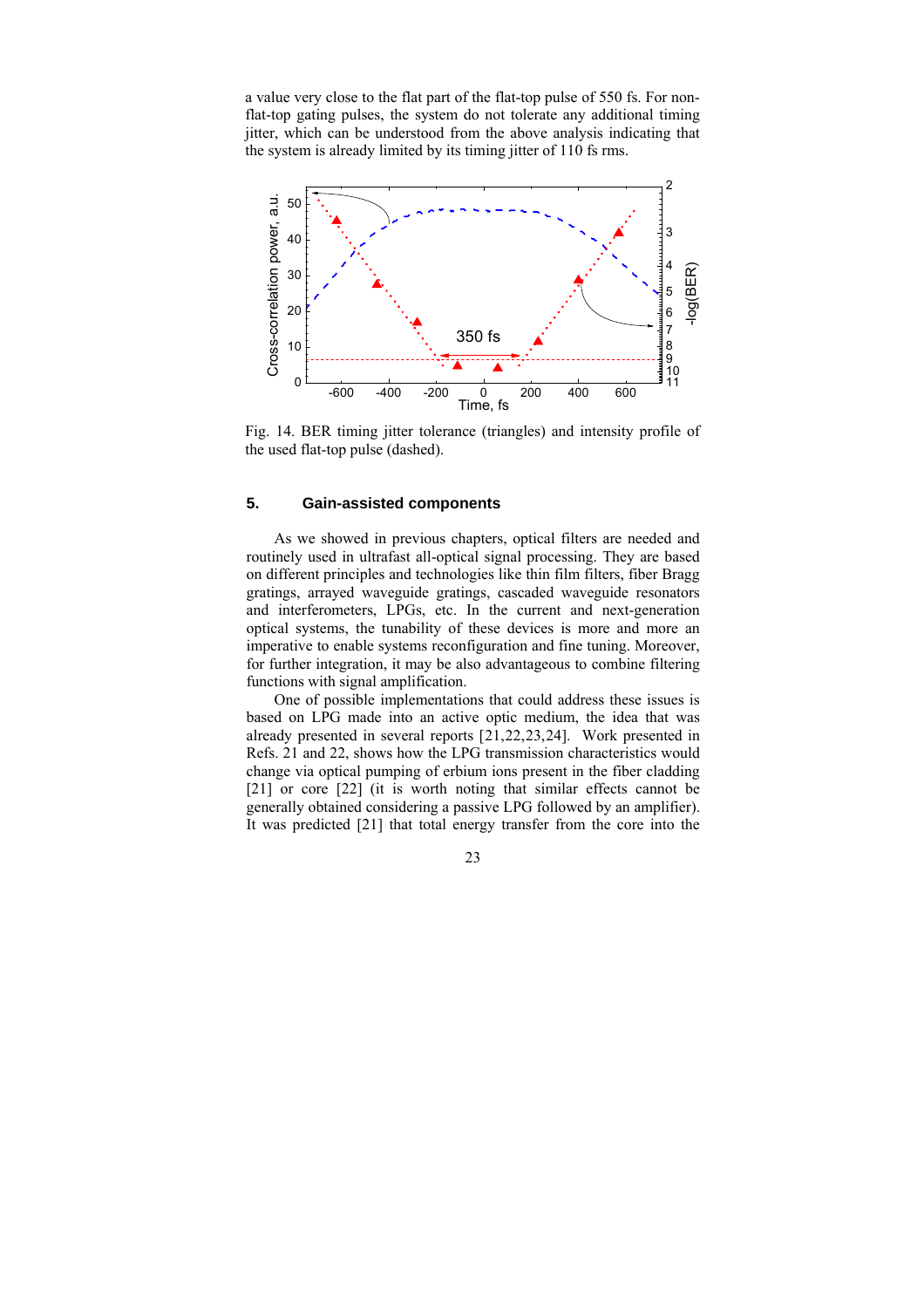a value very close to the flat part of the flat-top pulse of 550 fs. For non-flat-top gating pulses, the system do not tolerate any additional timing jitter, which can be understood from the above analysis indicating that the system is already limited by its timing jitter of 110 fs rms.

Fig. 14. BER timing jitter tolerance (triangles) and intensity profile of the used flat-top pulse (dashed).

## 5. Gain-assisted components

As we showed in previous chapters, optical filters are needed and routinely used in ultrafast all-optical signal processing. They are based on different principles and technologies like thin film filters, fiber Bragg gratings, arrayed waveguide gratings, cascaded waveguide resonators and interferometers, LPGs, etc. In the current and next-generation optical systems, the tunability of these devices is more and more an imperative to enable systems reconfiguration and fine tuning. Moreover, for further integration, it may be also advantageous to combine filtering functions with signal amplification.

One of possible implementations that could address these issues is based on LPG made into an active optic medium, the idea that was already presented in several reports [21,22,23,24]. Work presented in Refs. 21 and 22, shows how the LPG transmission characteristics would change via optical pumping of erbium ions present in the fiber cladding [21] or core [22] (it is worth noting that similar effects cannot be generally obtained considering a passive LPG followed by an amplifier). It was predicted [21] that total energy transfer from the core into the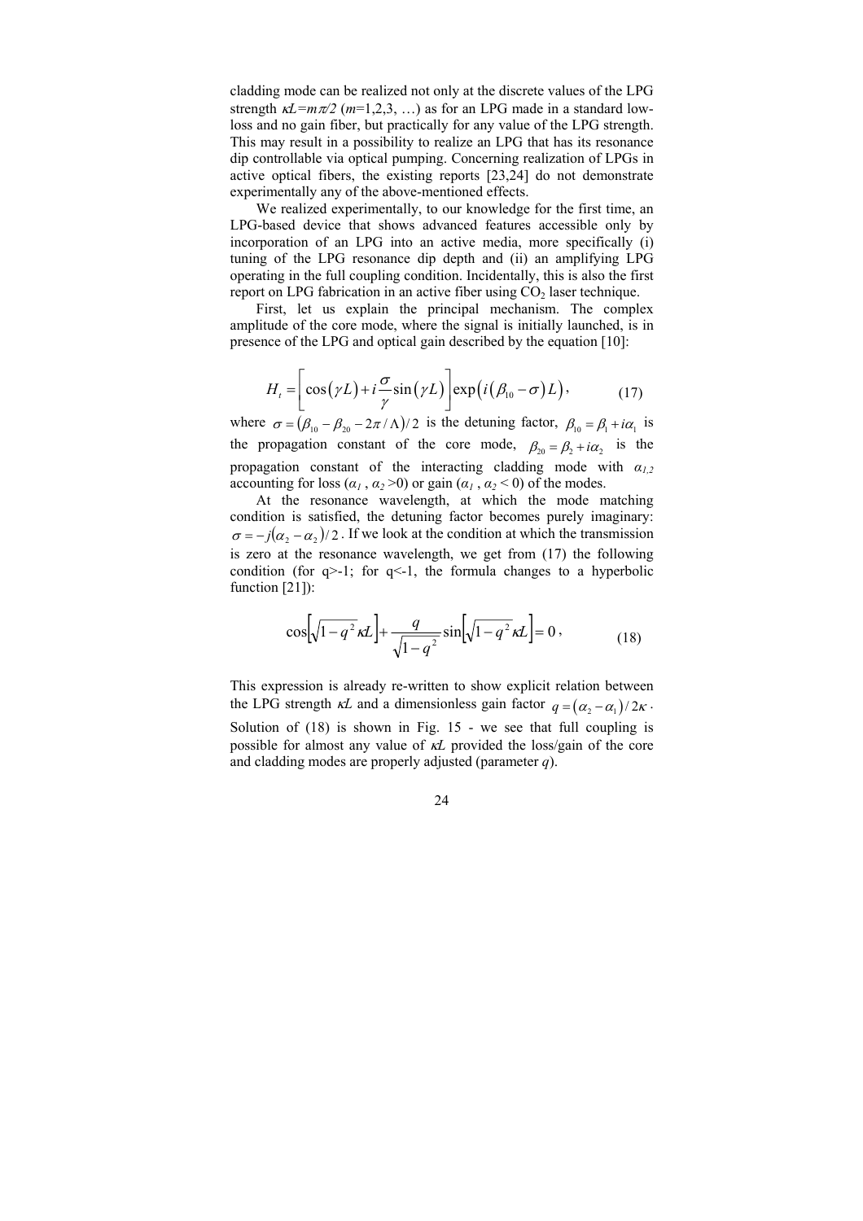cladding mode can be realized not only at the discrete values of the LPG strength $\kappa L = m\pi/2$ ($m$=1,2,3, …) as for an LPG made in a standard low-loss and no gain fiber, but practically for any value of the LPG strength. This may result in a possibility to realize an LPG that has its resonance dip controllable via optical pumping. Concerning realization of LPGs in active optical fibers, the existing reports [23,24] do not demonstrate experimentally any of the above-mentioned effects.

We realized experimentally, to our knowledge for the first time, an LPG-based device that shows advanced features accessible only by incorporation of an LPG into an active media, more specifically (i) tuning of the LPG resonance dip depth and (ii) an amplifying LPG operating in the full coupling condition. Incidentally, this is also the first report on LPG fabrication in an active fiber using $CO_2$ laser technique.

First, let us explain the principal mechanism. The complex amplitude of the core mode, where the signal is initially launched, is in presence of the LPG and optical gain described by the equation [10]:

$$H_t = \left[ \cos(\gamma L) + i\frac{\sigma}{\gamma}\sin(\gamma L) \right] \exp\left(i(\beta_{10} - \sigma)L\right), \tag{17}$$

where $\sigma = (\beta_{10} - \beta_{20} - 2\pi/\Lambda)/2$ is the detuning factor, $\beta_{10} = \beta_1 + i\alpha_1$ is the propagation constant of the core mode, $\beta_{20} = \beta_2 + i\alpha_2$ is the propagation constant of the interacting cladding mode with $\alpha_{1,2}$ accounting for loss ($\alpha_1$, $\alpha_2$ >0) or gain ($\alpha_1$, $\alpha_2$ < 0) of the modes.

At the resonance wavelength, at which the mode matching condition is satisfied, the detuning factor becomes purely imaginary: $\sigma = -j(\alpha_2 - \alpha_2)/2$. If we look at the condition at which the transmission is zero at the resonance wavelength, we get from (17) the following condition (for q>-1; for q<-1, the formula changes to a hyperbolic function [21]):

$$\cos\left[\sqrt{1-q^2}\,\kappa L\right] + \frac{q}{\sqrt{1-q^2}}\sin\left[\sqrt{1-q^2}\,\kappa L\right] = 0, \tag{18}$$

This expression is already re-written to show explicit relation between the LPG strength $\kappa L$ and a dimensionless gain factor $q = (\alpha_2 - \alpha_1)/2\kappa$. Solution of (18) is shown in Fig. 15 - we see that full coupling is possible for almost any value of $\kappa L$ provided the loss/gain of the core and cladding modes are properly adjusted (parameter $q$).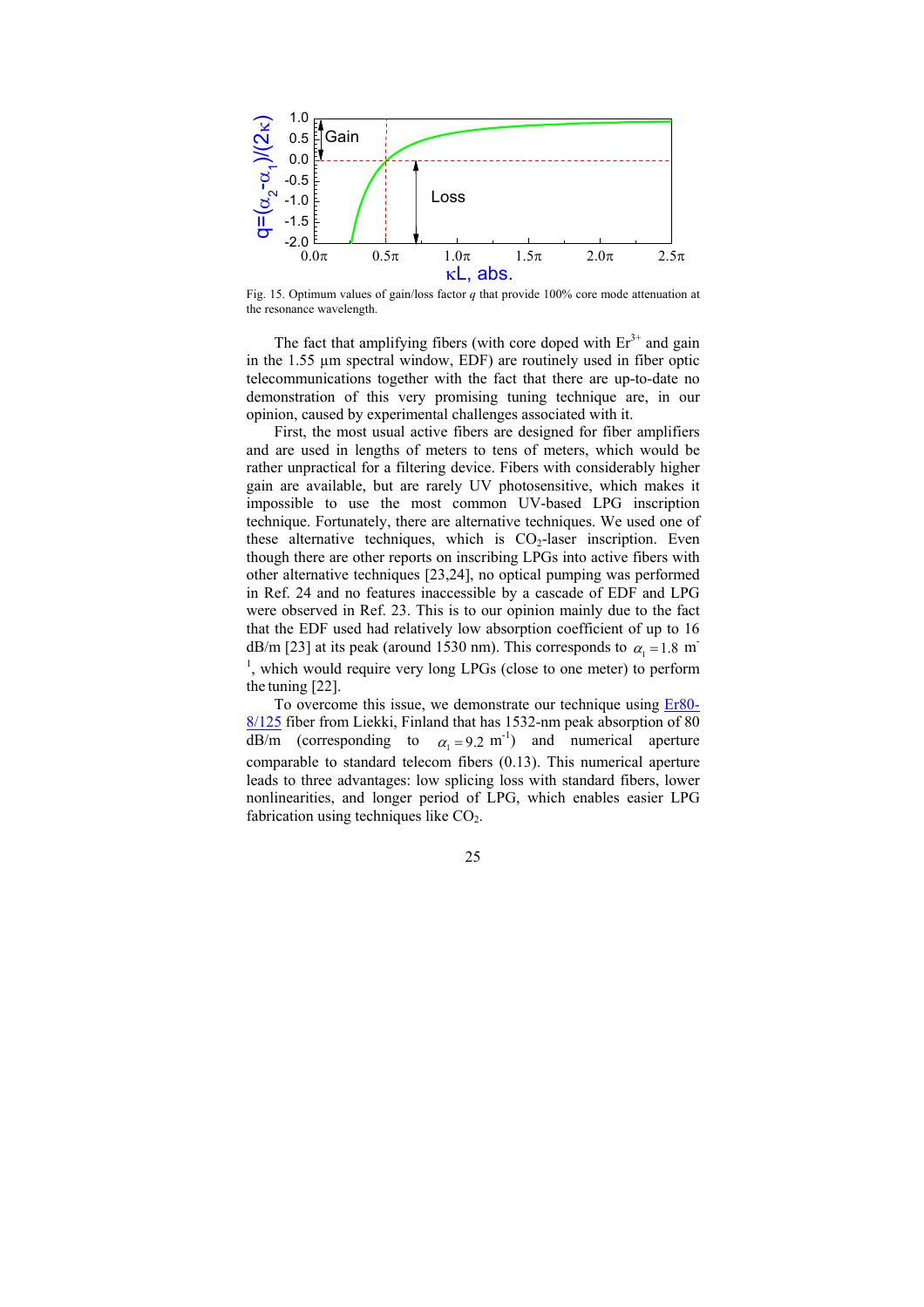Fig. 15. Optimum values of gain/loss factor $q$ that provide 100% core mode attenuation at the resonance wavelength.

The fact that amplifying fibers (with core doped with $Er^{3+}$ and gain in the 1.55 µm spectral window, EDF) are routinely used in fiber optic telecommunications together with the fact that there are up-to-date no demonstration of this very promising tuning technique are, in our opinion, caused by experimental challenges associated with it.

First, the most usual active fibers are designed for fiber amplifiers and are used in lengths of meters to tens of meters, which would be rather unpractical for a filtering device. Fibers with considerably higher gain are available, but are rarely UV photosensitive, which makes it impossible to use the most common UV-based LPG inscription technique. Fortunately, there are alternative techniques. We used one of these alternative techniques, which is $CO_2$-laser inscription. Even though there are other reports on inscribing LPGs into active fibers with other alternative techniques [23,24], no optical pumping was performed in Ref. 24 and no features inaccessible by a cascade of EDF and LPG were observed in Ref. 23. This is to our opinion mainly due to the fact that the EDF used had relatively low absorption coefficient of up to 16 dB/m [23] at its peak (around 1530 nm). This corresponds to $\alpha_1 = 1.8$ $m^{-1}$, which would require very long LPGs (close to one meter) to perform the tuning [22].

To overcome this issue, we demonstrate our technique using Er80-8/125 fiber from Liekki, Finland that has 1532-nm peak absorption of 80 dB/m (corresponding to $\alpha_1 = 9.2$ $m^{-1}$) and numerical aperture comparable to standard telecom fibers (0.13). This numerical aperture leads to three advantages: low splicing loss with standard fibers, lower nonlinearities, and longer period of LPG, which enables easier LPG fabrication using techniques like $CO_2$.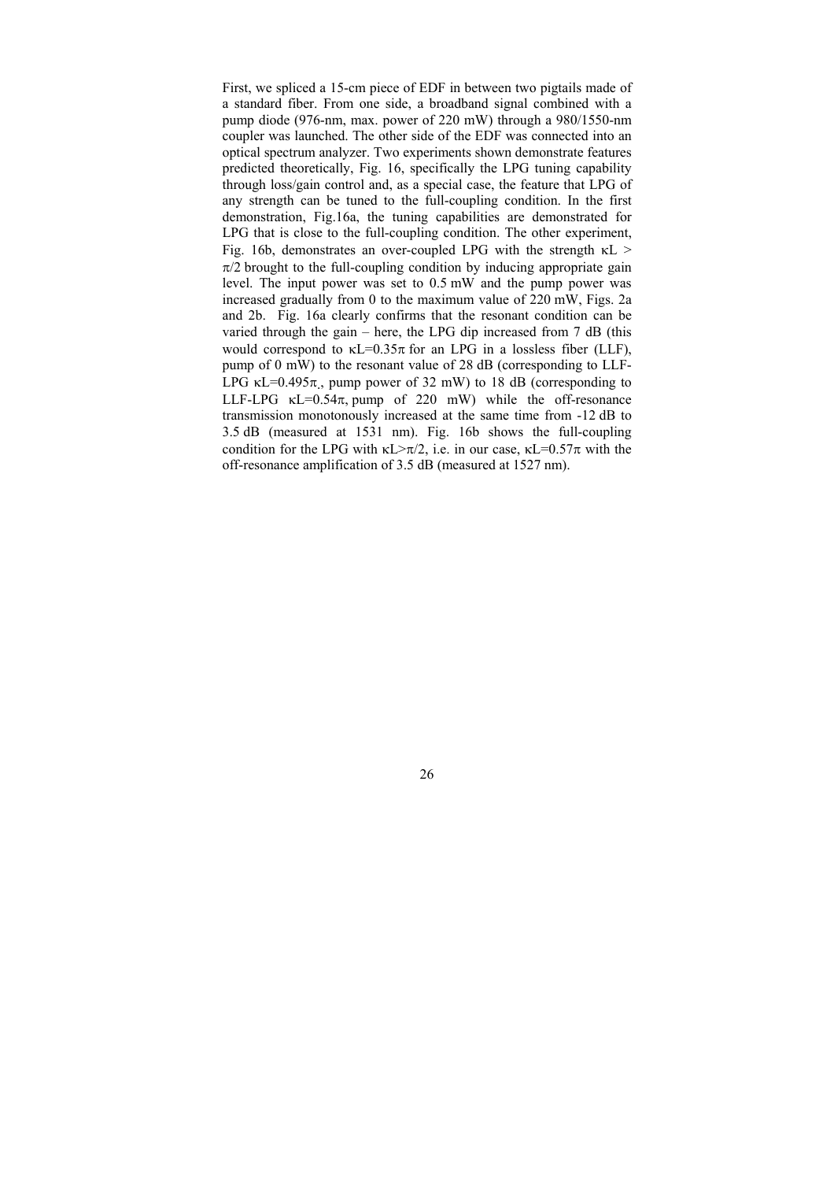First, we spliced a 15-cm piece of EDF in between two pigtails made of a standard fiber. From one side, a broadband signal combined with a pump diode (976-nm, max. power of 220 mW) through a 980/1550-nm coupler was launched. The other side of the EDF was connected into an optical spectrum analyzer. Two experiments shown demonstrate features predicted theoretically, Fig. 16, specifically the LPG tuning capability through loss/gain control and, as a special case, the feature that LPG of any strength can be tuned to the full-coupling condition. In the first demonstration, Fig.16a, the tuning capabilities are demonstrated for LPG that is close to the full-coupling condition. The other experiment, Fig. 16b, demonstrates an over-coupled LPG with the strength $\kappa L > \pi/2$ brought to the full-coupling condition by inducing appropriate gain level. The input power was set to 0.5 mW and the pump power was increased gradually from 0 to the maximum value of 220 mW, Figs. 2a and 2b. Fig. 16a clearly confirms that the resonant condition can be varied through the gain – here, the LPG dip increased from 7 dB (this would correspond to $\kappa L=0.35\pi$ for an LPG in a lossless fiber (LLF), pump of 0 mW) to the resonant value of 28 dB (corresponding to LLF-LPG $\kappa L=0.495\pi$, pump power of 32 mW) to 18 dB (corresponding to LLF-LPG $\kappa L=0.54\pi$, pump of 220 mW) while the off-resonance transmission monotonously increased at the same time from -12 dB to 3.5 dB (measured at 1531 nm). Fig. 16b shows the full-coupling condition for the LPG with $\kappa L>\pi/2$, i.e. in our case, $\kappa L=0.57\pi$ with the off-resonance amplification of 3.5 dB (measured at 1527 nm).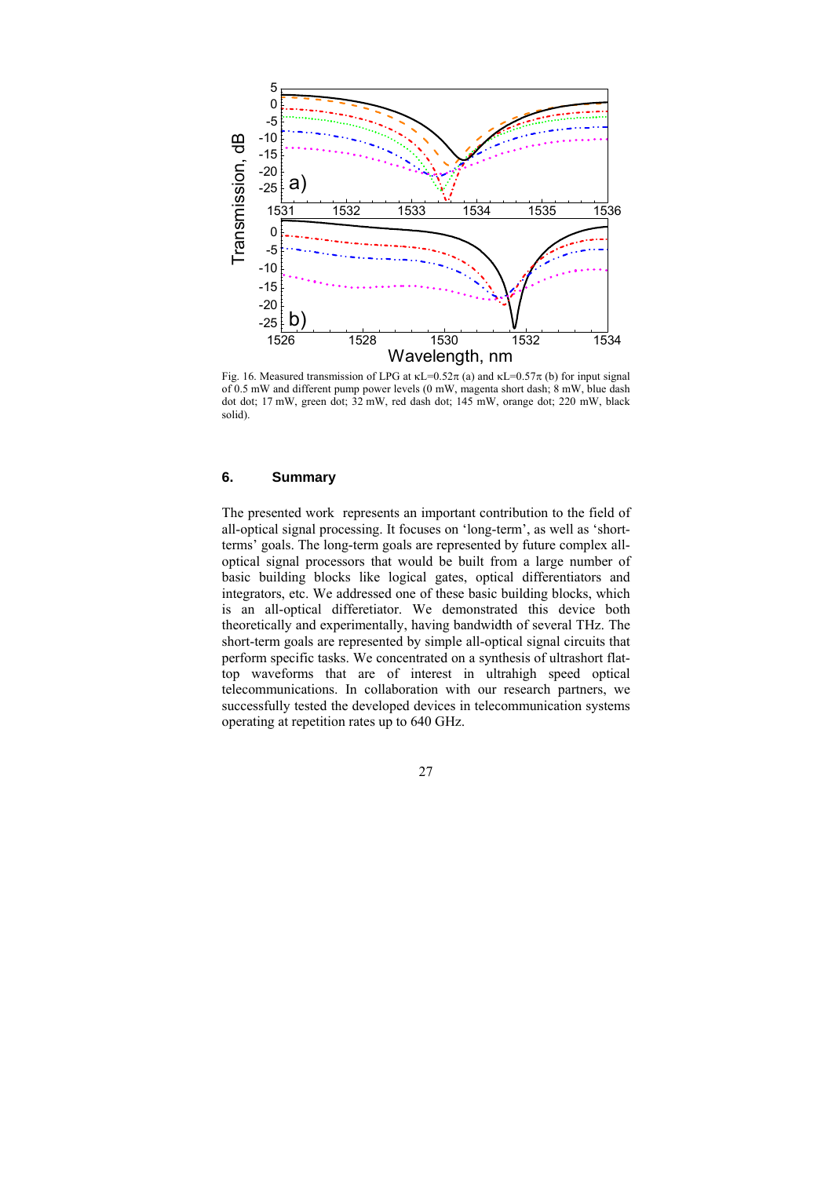Fig. 16. Measured transmission of LPG at $\kappa L$=0.52$\pi$ (a) and $\kappa L$=0.57$\pi$ (b) for input signal of 0.5 mW and different pump power levels (0 mW, magenta short dash; 8 mW, blue dash dot dot; 17 mW, green dot; 32 mW, red dash dot; 145 mW, orange dot; 220 mW, black solid).

## 6. Summary

The presented work represents an important contribution to the field of all-optical signal processing. It focuses on 'long-term', as well as 'short-terms' goals. The long-term goals are represented by future complex all-optical signal processors that would be built from a large number of basic building blocks like logical gates, optical differentiators and integrators, etc. We addressed one of these basic building blocks, which is an all-optical differetiator. We demonstrated this device both theoretically and experimentally, having bandwidth of several THz. The short-term goals are represented by simple all-optical signal circuits that perform specific tasks. We concentrated on a synthesis of ultrashort flat-top waveforms that are of interest in ultrahigh speed optical telecommunications. In collaboration with our research partners, we successfully tested the developed devices in telecommunication systems operating at repetition rates up to 640 GHz.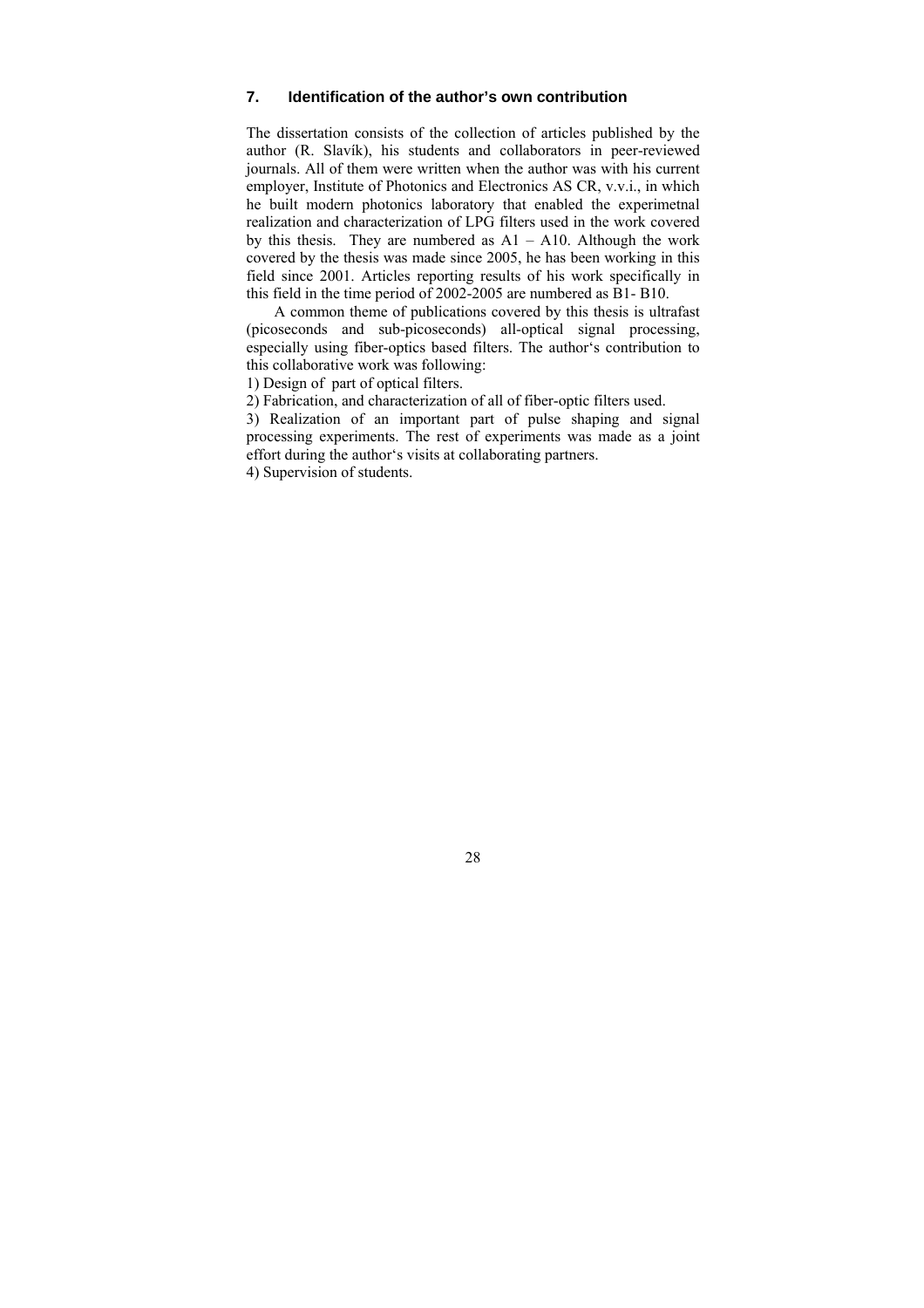## 7. Identification of the author's own contribution

The dissertation consists of the collection of articles published by the author (R. Slavík), his students and collaborators in peer-reviewed journals. All of them were written when the author was with his current employer, Institute of Photonics and Electronics AS CR, v.v.i., in which he built modern photonics laboratory that enabled the experimetnal realization and characterization of LPG filters used in the work covered by this thesis. They are numbered as A1 – A10. Although the work covered by the thesis was made since 2005, he has been working in this field since 2001. Articles reporting results of his work specifically in this field in the time period of 2002-2005 are numbered as B1- B10.

A common theme of publications covered by this thesis is ultrafast (picoseconds and sub-picoseconds) all-optical signal processing, especially using fiber-optics based filters. The author's contribution to this collaborative work was following:

1) Design of part of optical filters.
2) Fabrication, and characterization of all of fiber-optic filters used.
3) Realization of an important part of pulse shaping and signal processing experiments. The rest of experiments was made as a joint effort during the author's visits at collaborating partners.
4) Supervision of students.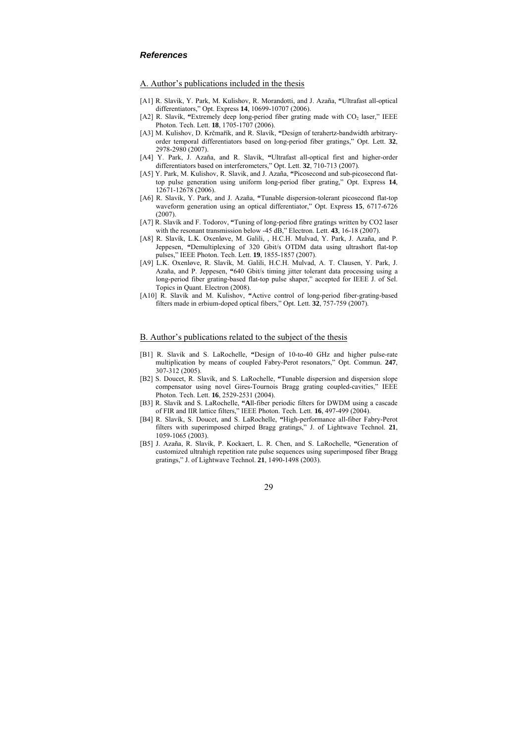## *References*

### A. Author's publications included in the thesis

[A1] R. Slavík, Y. Park, M. Kulishov, R. Morandotti, and J. Azaña, **"**Ultrafast all-optical differentiators," Opt. Express **14**, 10699-10707 (2006).

[A2] R. Slavík, **"**Extremely deep long-period fiber grating made with $CO_2$ laser," IEEE Photon. Tech. Lett. **18**, 1705-1707 (2006).

[A3] M. Kulishov, D. Krčmařík, and R. Slavík, **"**Design of terahertz-bandwidth arbitrary-order temporal differentiators based on long-period fiber gratings," Opt. Lett. **32**, 2978-2980 (2007).

[A4] Y. Park, J. Azaña, and R. Slavík, **"**Ultrafast all-optical first and higher-order differentiators based on interferometers," Opt. Lett. **32**, 710-713 (2007).

[A5] Y. Park, M. Kulishov, R. Slavik, and J. Azaña, **"**Picosecond and sub-picosecond flat-top pulse generation using uniform long-period fiber grating," Opt. Express **14**, 12671-12678 (2006).

[A6] R. Slavík, Y. Park, and J. Azaña, **"**Tunable dispersion-tolerant picosecond flat-top waveform generation using an optical differentiator," Opt. Express **15**, 6717-6726 (2007).

[A7] R. Slavík and F. Todorov, **"**Tuning of long-period fibre gratings written by CO2 laser with the resonant transmission below -45 dB," Electron. Lett. **43**, 16-18 (2007).

[A8] R. Slavík, L.K. Oxenløve, M. Galili, , H.C.H. Mulvad, Y. Park, J. Azaña, and P. Jeppesen, **"**Demultiplexing of 320 Gbit/s OTDM data using ultrashort flat-top pulses," IEEE Photon. Tech. Lett. **19**, 1855-1857 (2007).

[A9] L.K. Oxenløve, R. Slavík, M. Galili, H.C.H. Mulvad, A. T. Clausen, Y. Park, J. Azaña, and P. Jeppesen, **"**640 Gbit/s timing jitter tolerant data processing using a long-period fiber grating-based flat-top pulse shaper," accepted for IEEE J. of Sel. Topics in Quant. Electron (2008).

[A10] R. Slavík and M. Kulishov, **"**Active control of long-period fiber-grating-based filters made in erbium-doped optical fibers," Opt. Lett. **32**, 757-759 (2007).

### B. Author's publications related to the subject of the thesis

[B1] R. Slavík and S. LaRochelle, **"**Design of 10-to-40 GHz and higher pulse-rate multiplication by means of coupled Fabry-Perot resonators," Opt. Commun. **247**, 307-312 (2005).

[B2] S. Doucet, R. Slavík, and S. LaRochelle, **"**Tunable dispersion and dispersion slope compensator using novel Gires-Tournois Bragg grating coupled-cavities," IEEE Photon. Tech. Lett. **16**, 2529-2531 (2004).

[B3] R. Slavík and S. LaRochelle, **"A**ll-fiber periodic filters for DWDM using a cascade of FIR and IIR lattice filters," IEEE Photon. Tech. Lett. **16**, 497-499 (2004).

[B4] R. Slavík, S. Doucet, and S. LaRochelle, **"**High-performance all-fiber Fabry-Perot filters with superimposed chirped Bragg gratings," J. of Lightwave Technol. **21**, 1059-1065 (2003).

[B5] J. Azaña, R. Slavík, P. Kockaert, L. R. Chen, and S. LaRochelle, **"**Generation of customized ultrahigh repetition rate pulse sequences using superimposed fiber Bragg gratings," J. of Lightwave Technol. **21**, 1490-1498 (2003).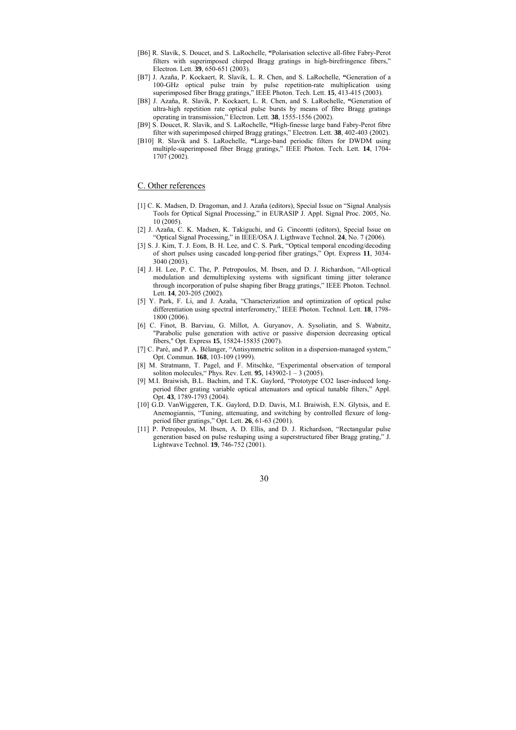[B6] R. Slavík, S. Doucet, and S. LaRochelle, **"**Polarisation selective all-fibre Fabry-Perot filters with superimposed chirped Bragg gratings in high-birefringence fibers," Electron. Lett. **39**, 650-651 (2003).

[B7] J. Azaña, P. Kockaert, R. Slavík, L. R. Chen, and S. LaRochelle, **"**Generation of a 100-GHz optical pulse train by pulse repetition-rate multiplication using superimposed fiber Bragg gratings," IEEE Photon. Tech. Lett. **15**, 413-415 (2003).

[B8] J. Azaña, R. Slavík, P. Kockaert, L. R. Chen, and S. LaRochelle, **"**Generation of ultra-high repetition rate optical pulse bursts by means of fibre Bragg gratings operating in transmission," Electron. Lett. **38**, 1555-1556 (2002).

[B9] S. Doucet, R. Slavík, and S. LaRochelle, **"**High-finesse large band Fabry-Perot fibre filter with superimposed chirped Bragg gratings," Electron. Lett. **38**, 402-403 (2002).

[B10] R. Slavík and S. LaRochelle, **"**Large-band periodic filters for DWDM using multiple-superimposed fiber Bragg gratings," IEEE Photon. Tech. Lett. **14**, 1704-1707 (2002).

## C. Other references

[1] C. K. Madsen, D. Dragoman, and J. Azaña (editors), Special Issue on "Signal Analysis Tools for Optical Signal Processing," in EURASIP J. Appl. Signal Proc. 2005, No. 10 (2005).

[2] J. Azaña, C. K. Madsen, K. Takiguchi, and G. Cincontti (editors), Special Issue on "Optical Signal Processing," in IEEE/OSA J. Ligthwave Technol. **24**, No. 7 (2006).

[3] S. J. Kim, T. J. Eom, B. H. Lee, and C. S. Park, "Optical temporal encoding/decoding of short pulses using cascaded long-period fiber gratings," Opt. Express **11**, 3034-3040 (2003).

[4] J. H. Lee, P. C. The, P. Petropoulos, M. Ibsen, and D. J. Richardson, "All-optical modulation and demultiplexing systems with significant timing jitter tolerance through incorporation of pulse shaping fiber Bragg gratings," IEEE Photon. Technol. Lett. **14**, 203-205 (2002).

[5] Y. Park, F. Li, and J. Azaña, "Characterization and optimization of optical pulse differentiation using spectral interferometry," IEEE Photon. Technol. Lett. **18**, 1798-1800 (2006).

[6] C. Finot, B. Barviau, G. Millot, A. Guryanov, A. Sysoliatin, and S. Wabnitz, "Parabolic pulse generation with active or passive dispersion decreasing optical fibers," Opt. Express **15**, 15824-15835 (2007).

[7] C. Paré, and P. A. Bélanger, "Antisymmetric soliton in a dispersion-managed system," Opt. Commun. **168**, 103-109 (1999).

[8] M. Stratmann, T. Pagel, and F. Mitschke, "Experimental observation of temporal soliton molecules," Phys. Rev. Lett. **95**, 143902-1 – 3 (2005).

[9] M.I. Braiwish, B.L. Bachim, and T.K. Gaylord, "Prototype CO2 laser-induced long-period fiber grating variable optical attenuators and optical tunable filters," Appl. Opt. **43**, 1789-1793 (2004).

[10] G.D. VanWiggeren, T.K. Gaylord, D.D. Davis, M.I. Braiwish, E.N. Glytsis, and E. Anemogiannis, "Tuning, attenuating, and switching by controlled flexure of long-period fiber gratings," Opt. Lett. **26**, 61-63 (2001).

[11] P. Petropoulos, M. Ibsen, A. D. Ellis, and D. J. Richardson, "Rectangular pulse generation based on pulse reshaping using a superstructured fiber Bragg grating," J. Lightwave Technol. **19**, 746-752 (2001).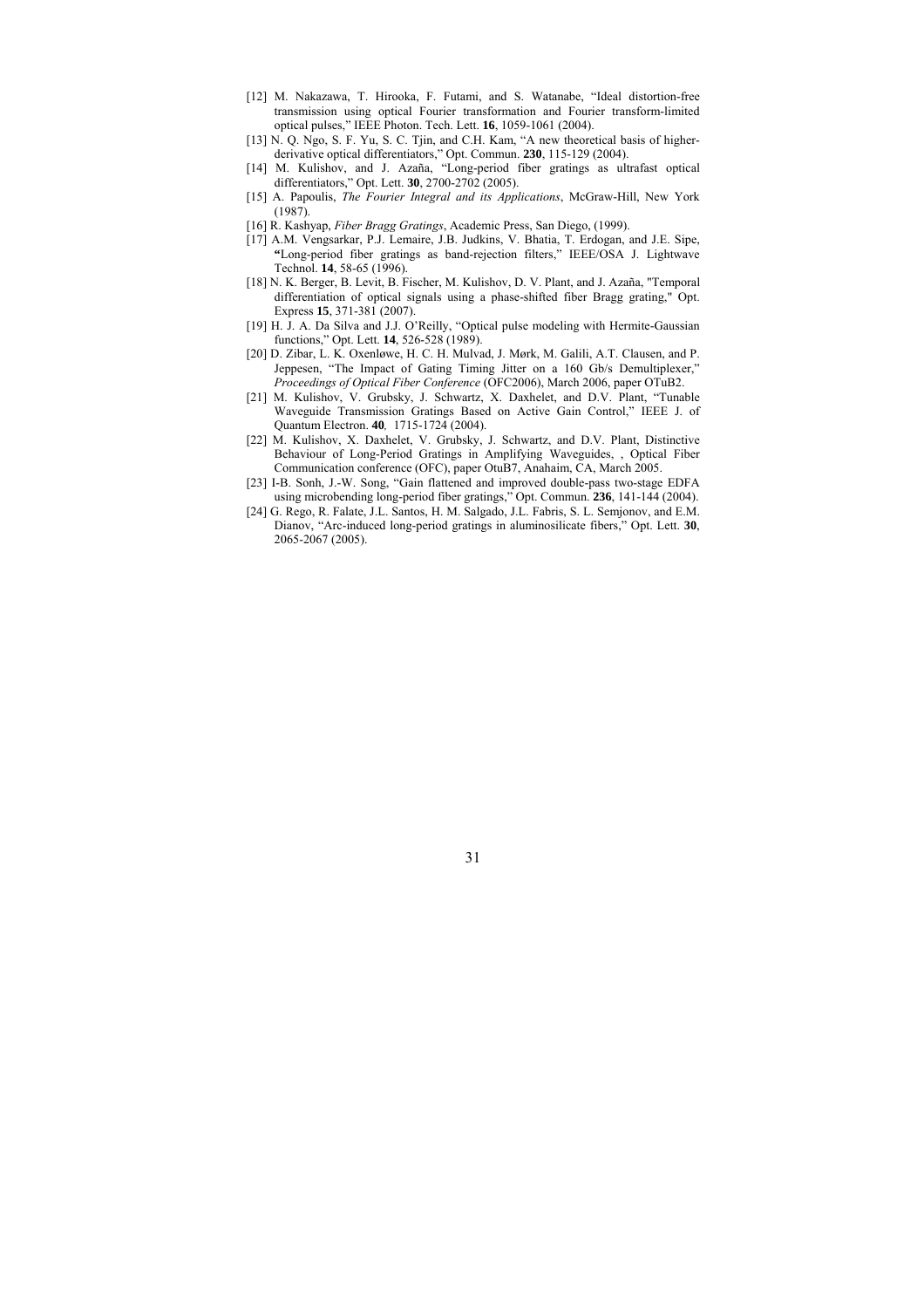[12] M. Nakazawa, T. Hirooka, F. Futami, and S. Watanabe, "Ideal distortion-free transmission using optical Fourier transformation and Fourier transform-limited optical pulses," IEEE Photon. Tech. Lett. **16**, 1059-1061 (2004).

[13] N. Q. Ngo, S. F. Yu, S. C. Tjin, and C.H. Kam, "A new theoretical basis of higher-derivative optical differentiators," Opt. Commun. **230**, 115-129 (2004).

[14] M. Kulishov, and J. Azaña, "Long-period fiber gratings as ultrafast optical differentiators," Opt. Lett. **30**, 2700-2702 (2005).

[15] A. Papoulis, *The Fourier Integral and its Applications*, McGraw-Hill, New York (1987).

[16] R. Kashyap, *Fiber Bragg Gratings*, Academic Press, San Diego, (1999).

[17] A.M. Vengsarkar, P.J. Lemaire, J.B. Judkins, V. Bhatia, T. Erdogan, and J.E. Sipe, "Long-period fiber gratings as band-rejection filters," IEEE/OSA J. Lightwave Technol. **14**, 58-65 (1996).

[18] N. K. Berger, B. Levit, B. Fischer, M. Kulishov, D. V. Plant, and J. Azaña, "Temporal differentiation of optical signals using a phase-shifted fiber Bragg grating," Opt. Express **15**, 371-381 (2007).

[19] H. J. A. Da Silva and J.J. O'Reilly, "Optical pulse modeling with Hermite-Gaussian functions," Opt. Lett. **14**, 526-528 (1989).

[20] D. Zibar, L. K. Oxenløwe, H. C. H. Mulvad, J. Mørk, M. Galili, A.T. Clausen, and P. Jeppesen, "The Impact of Gating Timing Jitter on a 160 Gb/s Demultiplexer," *Proceedings of Optical Fiber Conference* (OFC2006), March 2006, paper OTuB2.

[21] M. Kulishov, V. Grubsky, J. Schwartz, X. Daxhelet, and D.V. Plant, "Tunable Waveguide Transmission Gratings Based on Active Gain Control," IEEE J. of Quantum Electron. **40**, 1715-1724 (2004).

[22] M. Kulishov, X. Daxhelet, V. Grubsky, J. Schwartz, and D.V. Plant, Distinctive Behaviour of Long-Period Gratings in Amplifying Waveguides, , Optical Fiber Communication conference (OFC), paper OtuB7, Anahaim, CA, March 2005.

[23] I-B. Sonh, J.-W. Song, "Gain flattened and improved double-pass two-stage EDFA using microbending long-period fiber gratings," Opt. Commun. **236**, 141-144 (2004).

[24] G. Rego, R. Falate, J.L. Santos, H. M. Salgado, J.L. Fabris, S. L. Semjonov, and E.M. Dianov, "Arc-induced long-period gratings in aluminosilicate fibers," Opt. Lett. **30**, 2065-2067 (2005).